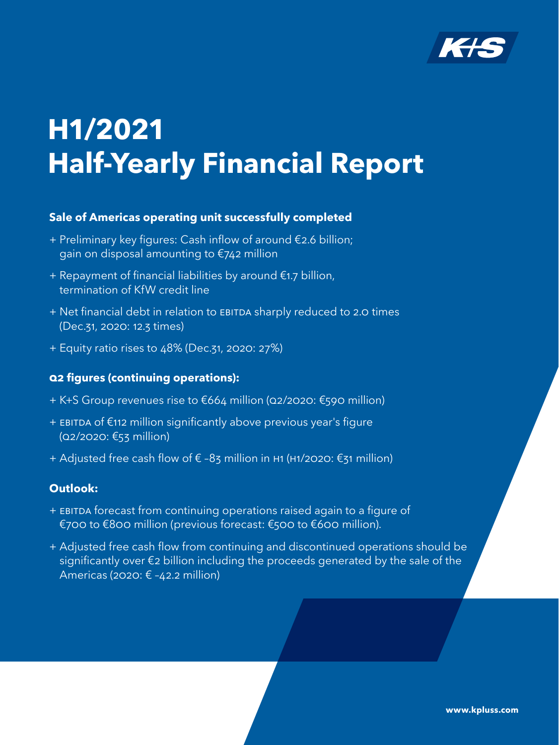# H1/2021
# Half-Yearly Financial Report

**Sale of Americas operating unit successfully completed**

+ Preliminary key figures: Cash inflow of around €2.6 billion; gain on disposal amounting to €742 million
+ Repayment of financial liabilities by around €1.7 billion, termination of KfW credit line
+ Net financial debt in relation to EBITDA sharply reduced to 2.0 times (Dec.31, 2020: 12.3 times)
+ Equity ratio rises to 48% (Dec.31, 2020: 27%)

**Q2 figures (continuing operations):**

+ K+S Group revenues rise to €664 million (Q2/2020: €590 million)
+ EBITDA of €112 million significantly above previous year's figure (Q2/2020: €53 million)
+ Adjusted free cash flow of € –83 million in H1 (H1/2020: €31 million)

**Outlook:**

+ EBITDA forecast from continuing operations raised again to a figure of €700 to €800 million (previous forecast: €500 to €600 million).
+ Adjusted free cash flow from continuing and discontinued operations should be significantly over €2 billion including the proceeds generated by the sale of the Americas (2020: € –42.2 million)

www.kpluss.com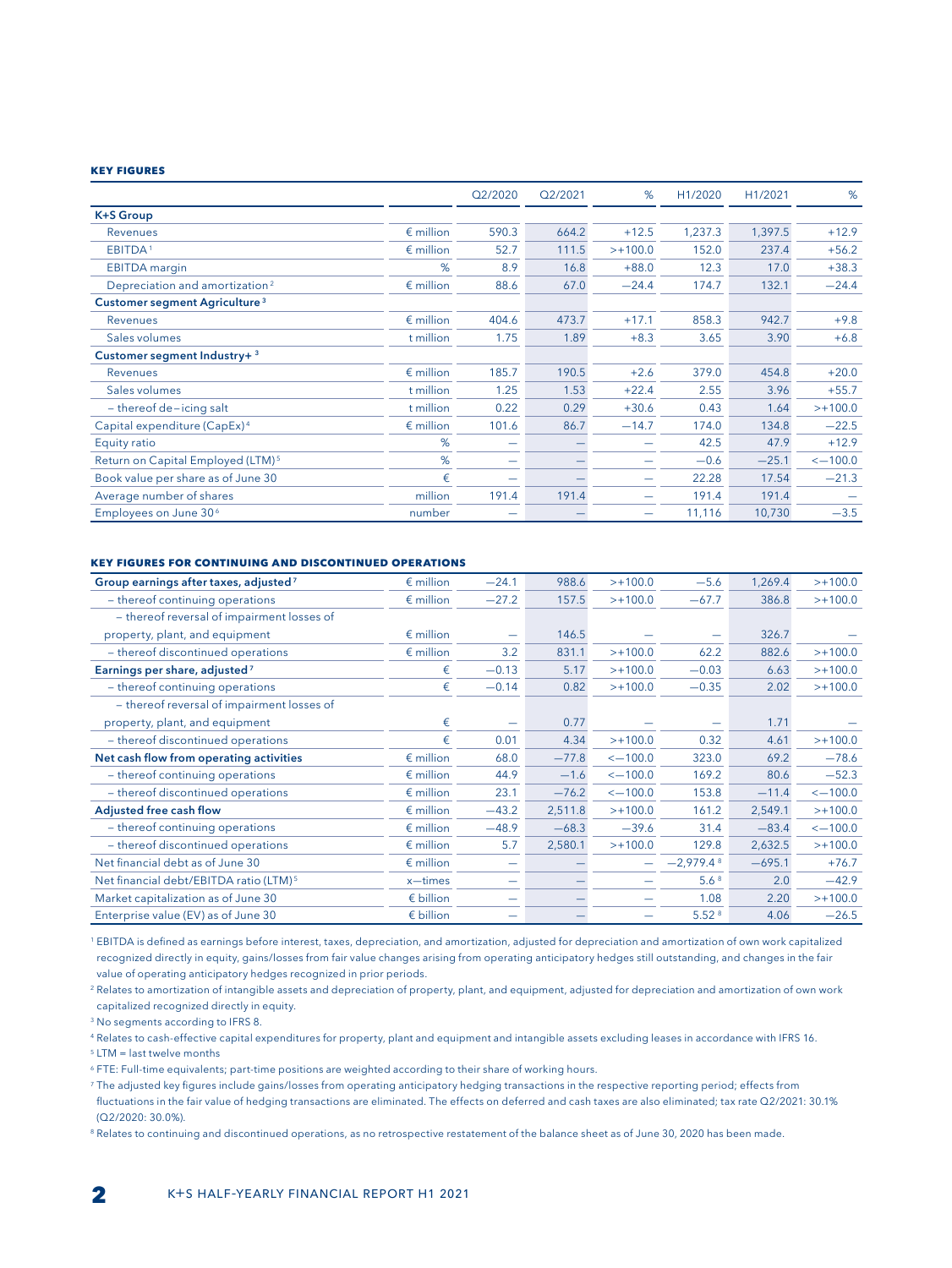**KEY FIGURES**

| | | Q2/2020 | Q2/2021 | % | H1/2020 | H1/2021 | % |
|---|---|---|---|---|---|---|---|
| **K+S Group** | | | | | | | |
| Revenues | € million | 590.3 | 664.2 | +12.5 | 1,237.3 | 1,397.5 | +12.9 |
| EBITDA[1] | € million | 52.7 | 111.5 | >+100.0 | 152.0 | 237.4 | +56.2 |
| EBITDA margin | % | 8.9 | 16.8 | +88.0 | 12.3 | 17.0 | +38.3 |
| Depreciation and amortization[2] | € million | 88.6 | 67.0 | −24.4 | 174.7 | 132.1 | −24.4 |
| **Customer segment Agriculture[3]** | | | | | | | |
| Revenues | € million | 404.6 | 473.7 | +17.1 | 858.3 | 942.7 | +9.8 |
| Sales volumes | t million | 1.75 | 1.89 | +8.3 | 3.65 | 3.90 | +6.8 |
| **Customer segment Industry+[3]** | | | | | | | |
| Revenues | € million | 185.7 | 190.5 | +2.6 | 379.0 | 454.8 | +20.0 |
| Sales volumes | t million | 1.25 | 1.53 | +22.4 | 2.55 | 3.96 | +55.7 |
| – thereof de-icing salt | t million | 0.22 | 0.29 | +30.6 | 0.43 | 1.64 | >+100.0 |
| Capital expenditure (CapEx)[4] | € million | 101.6 | 86.7 | −14.7 | 174.0 | 134.8 | −22.5 |
| Equity ratio | % | – | – | – | 42.5 | 47.9 | +12.9 |
| Return on Capital Employed (LTM)[5] | % | – | – | – | −0.6 | −25.1 | <−100.0 |
| Book value per share as of June 30 | € | – | – | – | 22.28 | 17.54 | −21.3 |
| Average number of shares | million | 191.4 | 191.4 | – | 191.4 | 191.4 | – |
| Employees on June 30[6] | number | – | – | – | 11,116 | 10,730 | −3.5 |

**KEY FIGURES FOR CONTINUING AND DISCONTINUED OPERATIONS**

| | | Q2/2020 | Q2/2021 | % | H1/2020 | H1/2021 | % |
|---|---|---|---|---|---|---|---|
| **Group earnings after taxes, adjusted[7]** | € million | −24.1 | 988.6 | >+100.0 | −5.6 | 1,269.4 | >+100.0 |
| – thereof continuing operations | € million | −27.2 | 157.5 | >+100.0 | −67.7 | 386.8 | >+100.0 |
| – thereof reversal of impairment losses of property, plant, and equipment | € million | – | 146.5 | – | – | 326.7 | – |
| – thereof discontinued operations | € million | 3.2 | 831.1 | >+100.0 | 62.2 | 882.6 | >+100.0 |
| **Earnings per share, adjusted[7]** | € | −0.13 | 5.17 | >+100.0 | −0.03 | 6.63 | >+100.0 |
| – thereof continuing operations | € | −0.14 | 0.82 | >+100.0 | −0.35 | 2.02 | >+100.0 |
| – thereof reversal of impairment losses of property, plant, and equipment | € | – | 0.77 | – | – | 1.71 | – |
| – thereof discontinued operations | € | 0.01 | 4.34 | >+100.0 | 0.32 | 4.61 | >+100.0 |
| **Net cash flow from operating activities** | € million | 68.0 | −77.8 | <−100.0 | 323.0 | 69.2 | −78.6 |
| – thereof continuing operations | € million | 44.9 | −1.6 | <−100.0 | 169.2 | 80.6 | −52.3 |
| – thereof discontinued operations | € million | 23.1 | −76.2 | <−100.0 | 153.8 | −11.4 | <−100.0 |
| **Adjusted free cash flow** | € million | −43.2 | 2,511.8 | >+100.0 | 161.2 | 2,549.1 | >+100.0 |
| – thereof continuing operations | € million | −48.9 | −68.3 | −39.6 | 31.4 | −83.4 | <−100.0 |
| – thereof discontinued operations | € million | 5.7 | 2,580.1 | >+100.0 | 129.8 | 2,632.5 | >+100.0 |
| Net financial debt as of June 30 | € million | – | – | – | −2,979.4[8] | −695.1 | +76.7 |
| Net financial debt/EBITDA ratio (LTM)[5] | x-times | – | – | – | 5.6[8] | 2.0 | −42.9 |
| Market capitalization as of June 30 | € billion | – | – | – | 1.08 | 2.20 | >+100.0 |
| Enterprise value (EV) as of June 30 | € billion | – | – | – | 5.52[8] | 4.06 | −26.5 |

[1] EBITDA is defined as earnings before interest, taxes, depreciation, and amortization, adjusted for depreciation and amortization of own work capitalized recognized directly in equity, gains/losses from fair value changes arising from operating anticipatory hedges still outstanding, and changes in the fair value of operating anticipatory hedges recognized in prior periods.

[2] Relates to amortization of intangible assets and depreciation of property, plant, and equipment, adjusted for depreciation and amortization of own work capitalized recognized directly in equity.

[3] No segments according to IFRS 8.

[4] Relates to cash-effective capital expenditures for property, plant and equipment and intangible assets excluding leases in accordance with IFRS 16.

[5] LTM = last twelve months

[6] FTE: Full-time equivalents; part-time positions are weighted according to their share of working hours.

[7] The adjusted key figures include gains/losses from operating anticipatory hedging transactions in the respective reporting period; effects from fluctuations in the fair value of hedging transactions are eliminated. The effects on deferred and cash taxes are also eliminated; tax rate Q2/2021: 30.1% (Q2/2020: 30.0%).

[8] Relates to continuing and discontinued operations, as no retrospective restatement of the balance sheet as of June 30, 2020 has been made.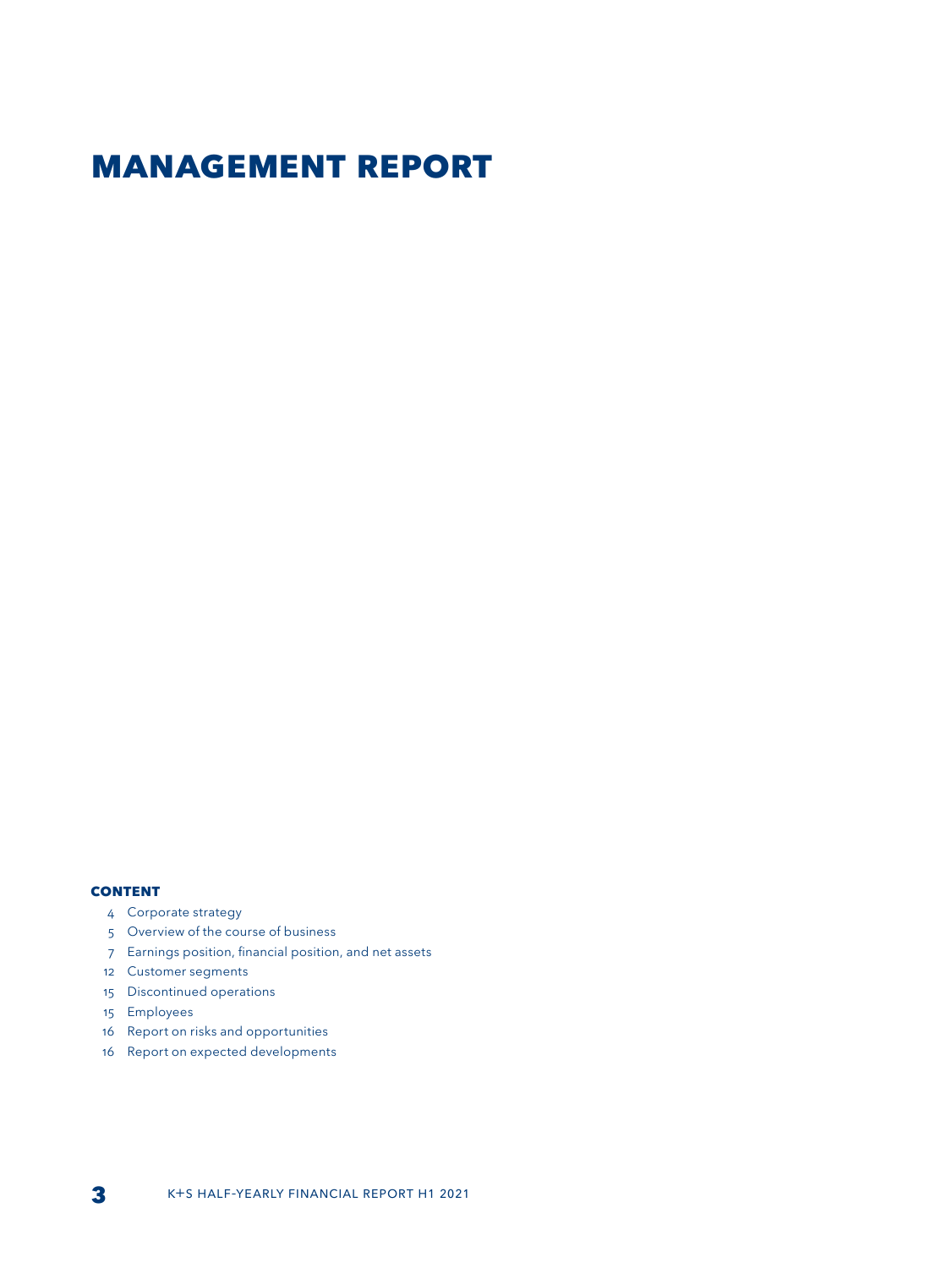# MANAGEMENT REPORT

**CONTENT**

- 4 Corporate strategy
- 5 Overview of the course of business
- 7 Earnings position, financial position, and net assets
- 12 Customer segments
- 15 Discontinued operations
- 15 Employees
- 16 Report on risks and opportunities
- 16 Report on expected developments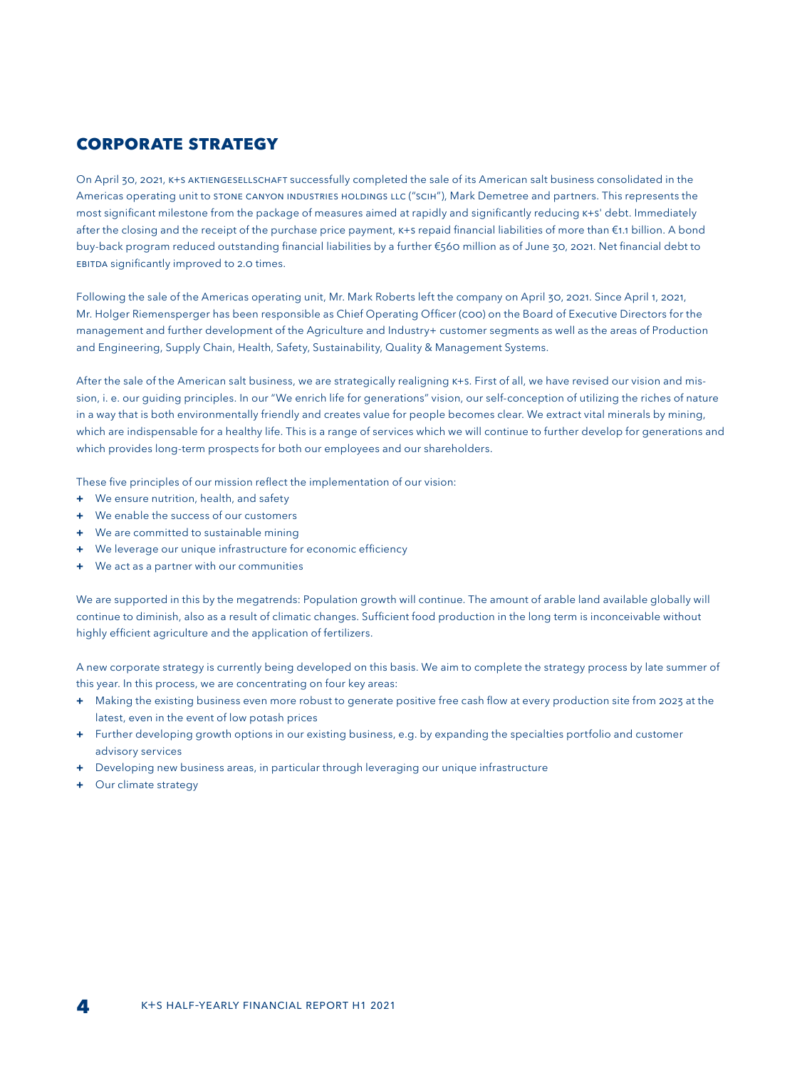## CORPORATE STRATEGY

On April 30, 2021, K+S AKTIENGESELLSCHAFT successfully completed the sale of its American salt business consolidated in the Americas operating unit to STONE CANYON INDUSTRIES HOLDINGS LLC ("SCIH"), Mark Demetree and partners. This represents the most significant milestone from the package of measures aimed at rapidly and significantly reducing K+S' debt. Immediately after the closing and the receipt of the purchase price payment, K+S repaid financial liabilities of more than €1.1 billion. A bond buy-back program reduced outstanding financial liabilities by a further €560 million as of June 30, 2021. Net financial debt to EBITDA significantly improved to 2.0 times.

Following the sale of the Americas operating unit, Mr. Mark Roberts left the company on April 30, 2021. Since April 1, 2021, Mr. Holger Riemensperger has been responsible as Chief Operating Officer (COO) on the Board of Executive Directors for the management and further development of the Agriculture and Industry+ customer segments as well as the areas of Production and Engineering, Supply Chain, Health, Safety, Sustainability, Quality & Management Systems.

After the sale of the American salt business, we are strategically realigning K+S. First of all, we have revised our vision and mission, i. e. our guiding principles. In our "We enrich life for generations" vision, our self-conception of utilizing the riches of nature in a way that is both environmentally friendly and creates value for people becomes clear. We extract vital minerals by mining, which are indispensable for a healthy life. This is a range of services which we will continue to further develop for generations and which provides long-term prospects for both our employees and our shareholders.

These five principles of our mission reflect the implementation of our vision:

+ We ensure nutrition, health, and safety
+ We enable the success of our customers
+ We are committed to sustainable mining
+ We leverage our unique infrastructure for economic efficiency
+ We act as a partner with our communities

We are supported in this by the megatrends: Population growth will continue. The amount of arable land available globally will continue to diminish, also as a result of climatic changes. Sufficient food production in the long term is inconceivable without highly efficient agriculture and the application of fertilizers.

A new corporate strategy is currently being developed on this basis. We aim to complete the strategy process by late summer of this year. In this process, we are concentrating on four key areas:

+ Making the existing business even more robust to generate positive free cash flow at every production site from 2023 at the latest, even in the event of low potash prices
+ Further developing growth options in our existing business, e.g. by expanding the specialties portfolio and customer advisory services
+ Developing new business areas, in particular through leveraging our unique infrastructure
+ Our climate strategy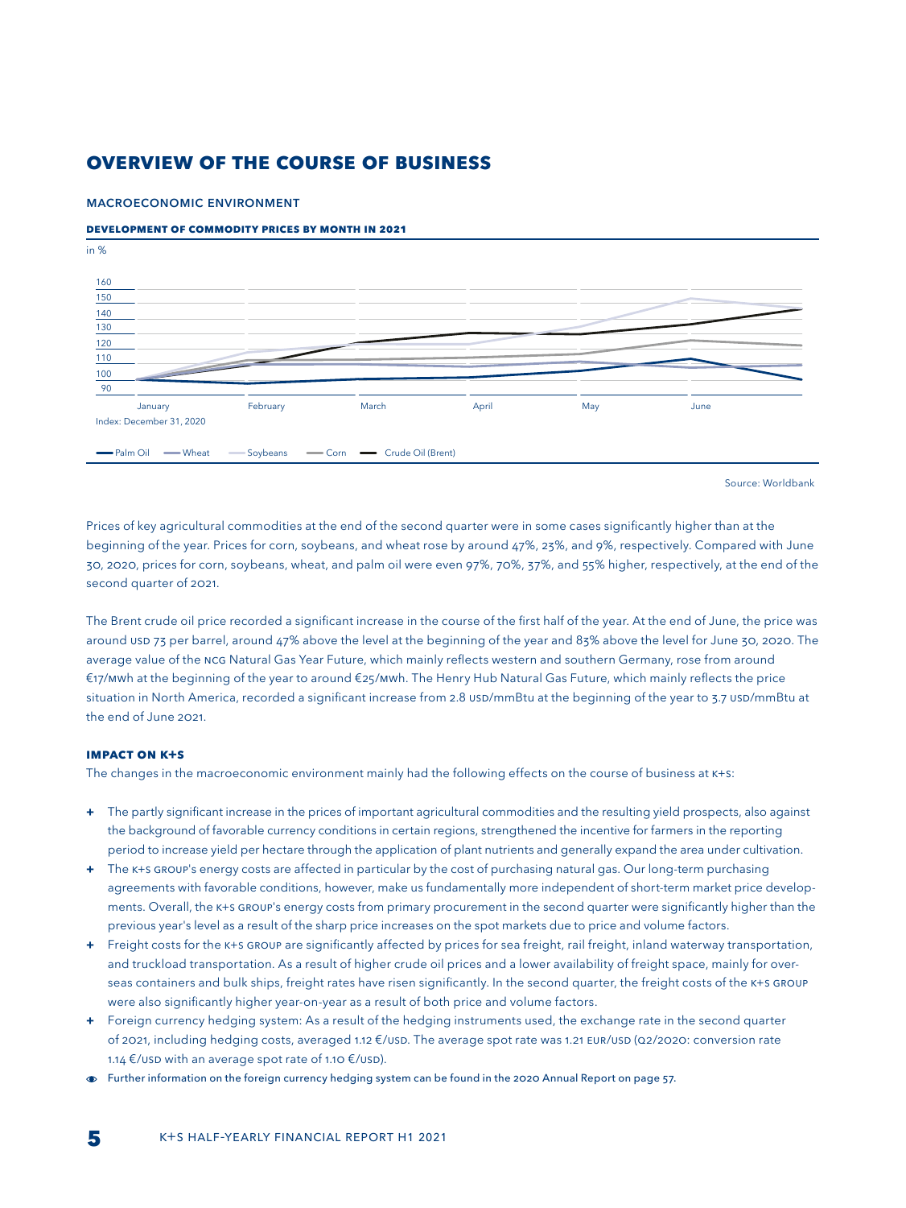# OVERVIEW OF THE COURSE OF BUSINESS

## MACROECONOMIC ENVIRONMENT

**DEVELOPMENT OF COMMODITY PRICES BY MONTH IN 2021**

in %

Index: December 31, 2020

Palm Oil — Wheat — Soybeans — Corn — Crude Oil (Brent)

Source: Worldbank

Prices of key agricultural commodities at the end of the second quarter were in some cases significantly higher than at the beginning of the year. Prices for corn, soybeans, and wheat rose by around 47%, 23%, and 9%, respectively. Compared with June 30, 2020, prices for corn, soybeans, wheat, and palm oil were even 97%, 70%, 37%, and 55% higher, respectively, at the end of the second quarter of 2021.

The Brent crude oil price recorded a significant increase in the course of the first half of the year. At the end of June, the price was around USD 73 per barrel, around 47% above the level at the beginning of the year and 83% above the level for June 30, 2020. The average value of the NCG Natural Gas Year Future, which mainly reflects western and southern Germany, rose from around €17/MWh at the beginning of the year to around €25/MWh. The Henry Hub Natural Gas Future, which mainly reflects the price situation in North America, recorded a significant increase from 2.8 USD/mmBtu at the beginning of the year to 3.7 USD/mmBtu at the end of June 2021.

### IMPACT ON K+S

The changes in the macroeconomic environment mainly had the following effects on the course of business at K+S:

+ The partly significant increase in the prices of important agricultural commodities and the resulting yield prospects, also against the background of favorable currency conditions in certain regions, strengthened the incentive for farmers in the reporting period to increase yield per hectare through the application of plant nutrients and generally expand the area under cultivation.
+ The K+S GROUP's energy costs are affected in particular by the cost of purchasing natural gas. Our long-term purchasing agreements with favorable conditions, however, make us fundamentally more independent of short-term market price developments. Overall, the K+S GROUP's energy costs from primary procurement in the second quarter were significantly higher than the previous year's level as a result of the sharp price increases on the spot markets due to price and volume factors.
+ Freight costs for the K+S GROUP are significantly affected by prices for sea freight, rail freight, inland waterway transportation, and truckload transportation. As a result of higher crude oil prices and a lower availability of freight space, mainly for overseas containers and bulk ships, freight rates have risen significantly. In the second quarter, the freight costs of the K+S GROUP were also significantly higher year-on-year as a result of both price and volume factors.
+ Foreign currency hedging system: As a result of the hedging instruments used, the exchange rate in the second quarter of 2021, including hedging costs, averaged 1.12 €/USD. The average spot rate was 1.21 EUR/USD (Q2/2020: conversion rate 1.14 €/USD with an average spot rate of 1.10 €/USD).

Further information on the foreign currency hedging system can be found in the 2020 Annual Report on page 57.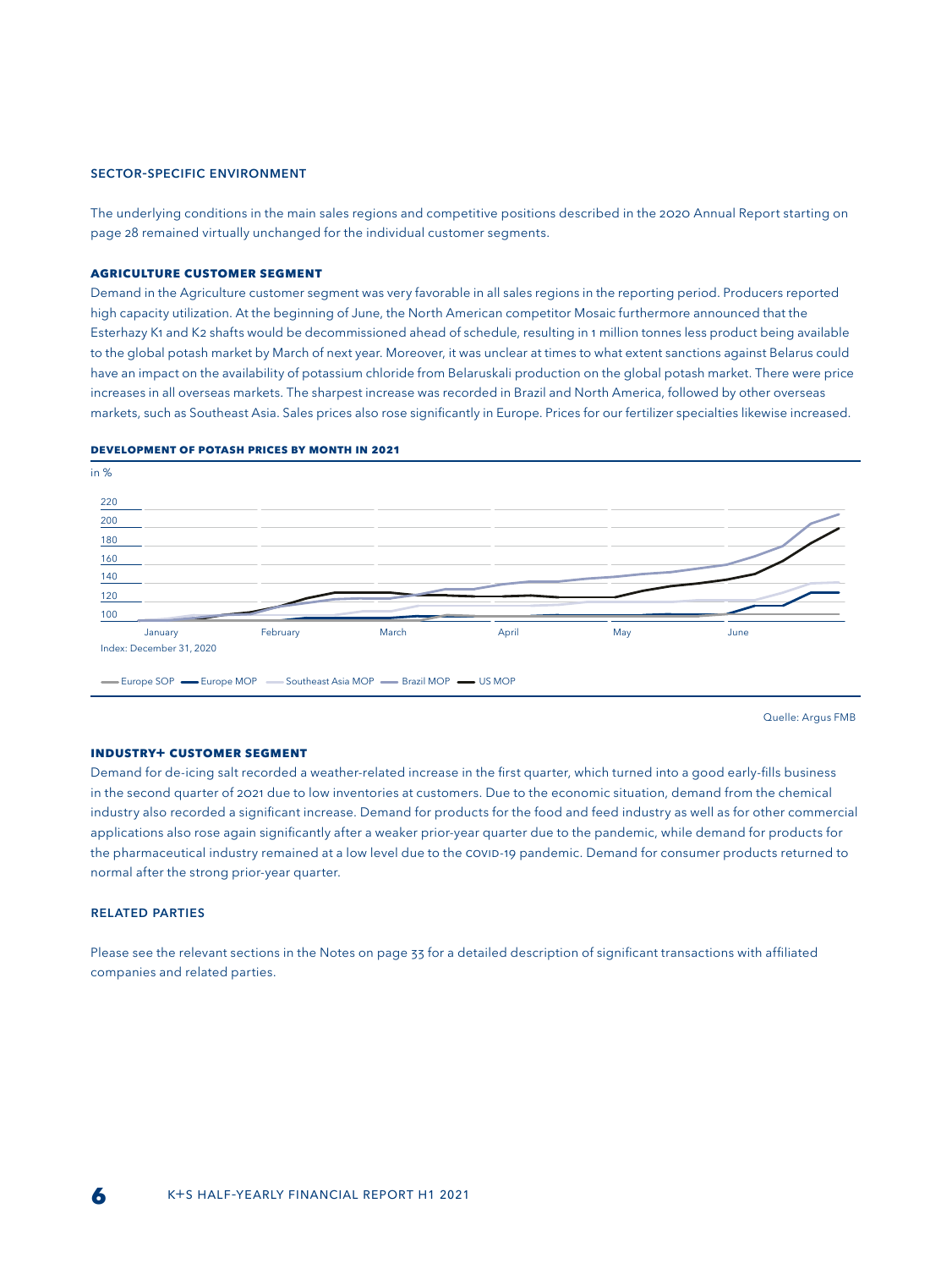## SECTOR-SPECIFIC ENVIRONMENT

The underlying conditions in the main sales regions and competitive positions described in the 2020 Annual Report starting on page 28 remained virtually unchanged for the individual customer segments.

### AGRICULTURE CUSTOMER SEGMENT

Demand in the Agriculture customer segment was very favorable in all sales regions in the reporting period. Producers reported high capacity utilization. At the beginning of June, the North American competitor Mosaic furthermore announced that the Esterhazy K1 and K2 shafts would be decommissioned ahead of schedule, resulting in 1 million tonnes less product being available to the global potash market by March of next year. Moreover, it was unclear at times to what extent sanctions against Belarus could have an impact on the availability of potassium chloride from Belaruskali production on the global potash market. There were price increases in all overseas markets. The sharpest increase was recorded in Brazil and North America, followed by other overseas markets, such as Southeast Asia. Sales prices also rose significantly in Europe. Prices for our fertilizer specialties likewise increased.

**DEVELOPMENT OF POTASH PRICES BY MONTH IN 2021**

in %

220
200
180
160
140
120
100

January February March April May June

Index: December 31, 2020

Europe SOP, Europe MOP, Southeast Asia MOP, Brazil MOP, US MOP

Quelle: Argus FMB

### INDUSTRY+ CUSTOMER SEGMENT

Demand for de-icing salt recorded a weather-related increase in the first quarter, which turned into a good early-fills business in the second quarter of 2021 due to low inventories at customers. Due to the economic situation, demand from the chemical industry also recorded a significant increase. Demand for products for the food and feed industry as well as for other commercial applications also rose again significantly after a weaker prior-year quarter due to the pandemic, while demand for products for the pharmaceutical industry remained at a low level due to the COVID-19 pandemic. Demand for consumer products returned to normal after the strong prior-year quarter.

## RELATED PARTIES

Please see the relevant sections in the Notes on page 33 for a detailed description of significant transactions with affiliated companies and related parties.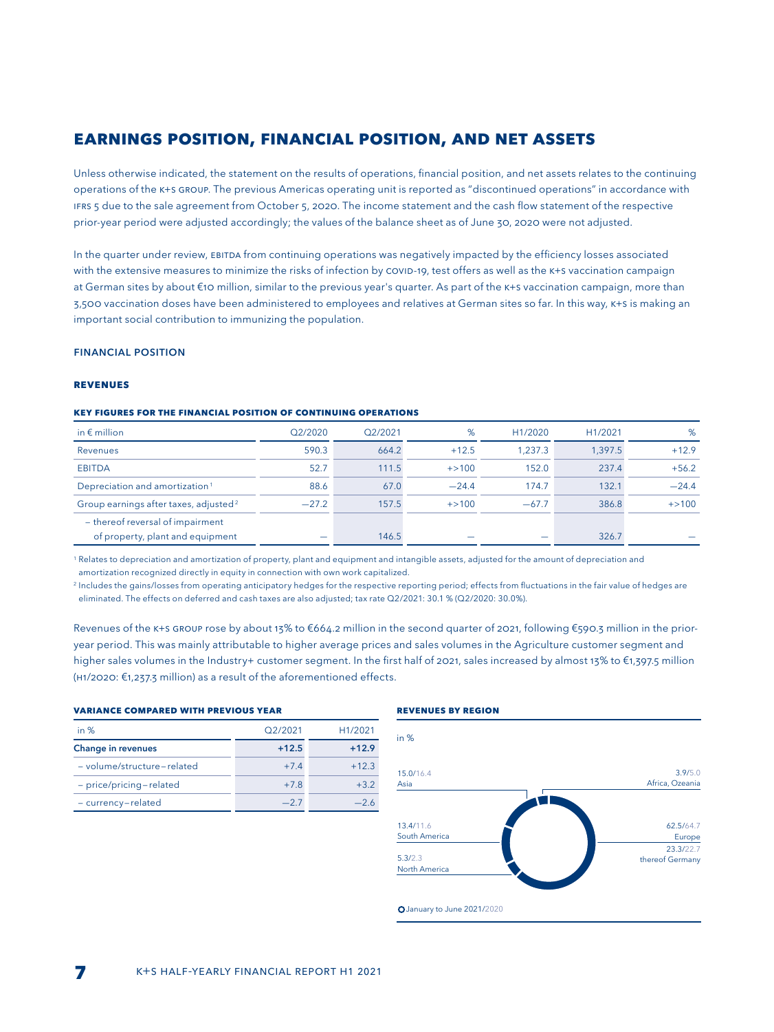# EARNINGS POSITION, FINANCIAL POSITION, AND NET ASSETS

Unless otherwise indicated, the statement on the results of operations, financial position, and net assets relates to the continuing operations of the K+S GROUP. The previous Americas operating unit is reported as "discontinued operations" in accordance with IFRS 5 due to the sale agreement from October 5, 2020. The income statement and the cash flow statement of the respective prior-year period were adjusted accordingly; the values of the balance sheet as of June 30, 2020 were not adjusted.

In the quarter under review, EBITDA from continuing operations was negatively impacted by the efficiency losses associated with the extensive measures to minimize the risks of infection by COVID-19, test offers as well as the K+S vaccination campaign at German sites by about €10 million, similar to the previous year's quarter. As part of the K+S vaccination campaign, more than 3,500 vaccination doses have been administered to employees and relatives at German sites so far. In this way, K+S is making an important social contribution to immunizing the population.

## FINANCIAL POSITION

### REVENUES

#### KEY FIGURES FOR THE FINANCIAL POSITION OF CONTINUING OPERATIONS

| in € million | Q2/2020 | Q2/2021 | % | H1/2020 | H1/2021 | % |
|---|---|---|---|---|---|---|
| Revenues | 590.3 | 664.2 | +12.5 | 1,237.3 | 1,397.5 | +12.9 |
| EBITDA | 52.7 | 111.5 | +>100 | 152.0 | 237.4 | +56.2 |
| Depreciation and amortization[1] | 88.6 | 67.0 | −24.4 | 174.7 | 132.1 | −24.4 |
| Group earnings after taxes, adjusted[2] | −27.2 | 157.5 | +>100 | −67.7 | 386.8 | +>100 |
| – thereof reversal of impairment of property, plant and equipment | — | 146.5 | — | — | 326.7 | — |

[1] Relates to depreciation and amortization of property, plant and equipment and intangible assets, adjusted for the amount of depreciation and amortization recognized directly in equity in connection with own work capitalized.

[2] Includes the gains/losses from operating anticipatory hedges for the respective reporting period; effects from fluctuations in the fair value of hedges are eliminated. The effects on deferred and cash taxes are also adjusted; tax rate Q2/2021: 30.1 % (Q2/2020: 30.0%).

Revenues of the K+S GROUP rose by about 13% to €664.2 million in the second quarter of 2021, following €590.3 million in the prior-year period. This was mainly attributable to higher average prices and sales volumes in the Agriculture customer segment and higher sales volumes in the Industry+ customer segment. In the first half of 2021, sales increased by almost 13% to €1,397.5 million (H1/2020: €1,237.3 million) as a result of the aforementioned effects.

#### VARIANCE COMPARED WITH PREVIOUS YEAR

| in % | Q2/2021 | H1/2021 |
|---|---|---|
| **Change in revenues** | **+12.5** | **+12.9** |
| – volume/structure–related | +7.4 | +12.3 |
| – price/pricing–related | +7.8 | +3.2 |
| – currency–related | −2.7 | −2.6 |

#### REVENUES BY REGION

in %

| Region | January to June 2021 | 2020 |
|---|---|---|
| Europe | 62.5 | 64.7 |
| thereof Germany | 23.3 | 22.7 |
| Asia | 15.0 | 16.4 |
| South America | 13.4 | 11.6 |
| North America | 5.3 | 2.3 |
| Africa, Ozeania | 3.9 | 5.0 |

January to June 2021/2020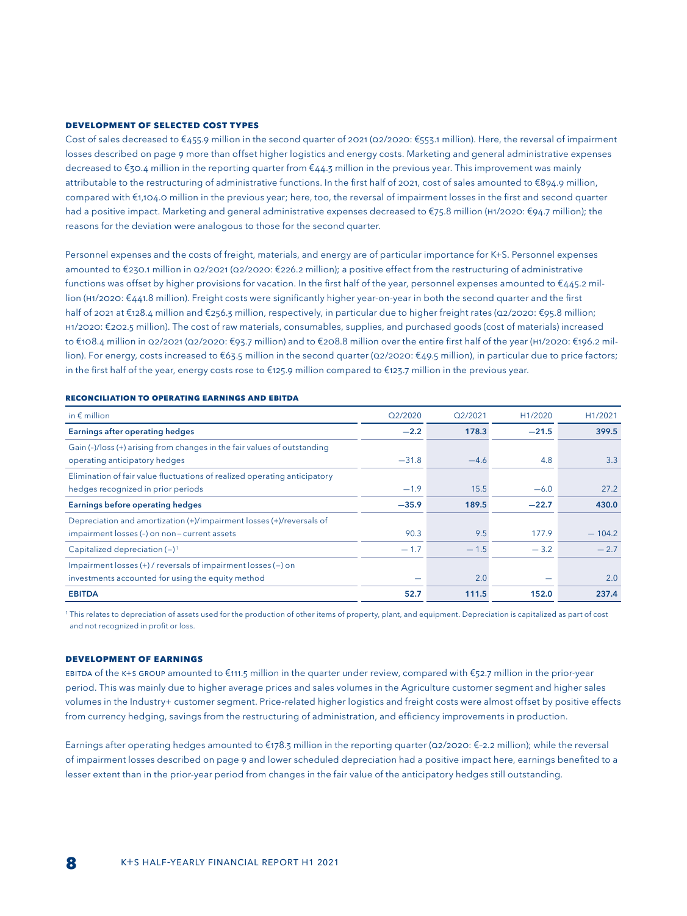### DEVELOPMENT OF SELECTED COST TYPES

Cost of sales decreased to €455.9 million in the second quarter of 2021 (Q2/2020: €553.1 million). Here, the reversal of impairment losses described on page 9 more than offset higher logistics and energy costs. Marketing and general administrative expenses decreased to €30.4 million in the reporting quarter from €44.3 million in the previous year. This improvement was mainly attributable to the restructuring of administrative functions. In the first half of 2021, cost of sales amounted to €894.9 million, compared with €1,104.0 million in the previous year; here, too, the reversal of impairment losses in the first and second quarter had a positive impact. Marketing and general administrative expenses decreased to €75.8 million (H1/2020: €94.7 million); the reasons for the deviation were analogous to those for the second quarter.

Personnel expenses and the costs of freight, materials, and energy are of particular importance for K+S. Personnel expenses amounted to €230.1 million in Q2/2021 (Q2/2020: €226.2 million); a positive effect from the restructuring of administrative functions was offset by higher provisions for vacation. In the first half of the year, personnel expenses amounted to €445.2 million (H1/2020: €441.8 million). Freight costs were significantly higher year-on-year in both the second quarter and the first half of 2021 at €128.4 million and €256.3 million, respectively, in particular due to higher freight rates (Q2/2020: €95.8 million; H1/2020: €202.5 million). The cost of raw materials, consumables, supplies, and purchased goods (cost of materials) increased to €108.4 million in Q2/2021 (Q2/2020: €93.7 million) and to €208.8 million over the entire first half of the year (H1/2020: €196.2 million). For energy, costs increased to €63.5 million in the second quarter (Q2/2020: €49.5 million), in particular due to price factors; in the first half of the year, energy costs rose to €125.9 million compared to €123.7 million in the previous year.

### RECONCILIATION TO OPERATING EARNINGS AND EBITDA

| in € million | Q2/2020 | Q2/2021 | H1/2020 | H1/2021 |
|---|---|---|---|---|
| **Earnings after operating hedges** | **−2.2** | **178.3** | **−21.5** | **399.5** |
| Gain (-)/loss (+) arising from changes in the fair values of outstanding operating anticipatory hedges | −31.8 | −4.6 | 4.8 | 3.3 |
| Elimination of fair value fluctuations of realized operating anticipatory hedges recognized in prior periods | −1.9 | 15.5 | −6.0 | 27.2 |
| **Earnings before operating hedges** | **−35.9** | **189.5** | **−22.7** | **430.0** |
| Depreciation and amortization (+)/impairment losses (+)/reversals of impairment losses (-) on non–current assets | 90.3 | 9.5 | 177.9 | − 104.2 |
| Capitalized depreciation (−)[1] | − 1.7 | − 1.5 | − 3.2 | − 2.7 |
| Impairment losses (+) / reversals of impairment losses (−) on investments accounted for using the equity method | — | 2.0 | — | 2.0 |
| **EBITDA** | **52.7** | **111.5** | **152.0** | **237.4** |

[1] This relates to depreciation of assets used for the production of other items of property, plant, and equipment. Depreciation is capitalized as part of cost and not recognized in profit or loss.

### DEVELOPMENT OF EARNINGS

EBITDA of the K+S GROUP amounted to €111.5 million in the quarter under review, compared with €52.7 million in the prior-year period. This was mainly due to higher average prices and sales volumes in the Agriculture customer segment and higher sales volumes in the Industry+ customer segment. Price-related higher logistics and freight costs were almost offset by positive effects from currency hedging, savings from the restructuring of administration, and efficiency improvements in production.

Earnings after operating hedges amounted to €178.3 million in the reporting quarter (Q2/2020: €–2.2 million); while the reversal of impairment losses described on page 9 and lower scheduled depreciation had a positive impact here, earnings benefited to a lesser extent than in the prior-year period from changes in the fair value of the anticipatory hedges still outstanding.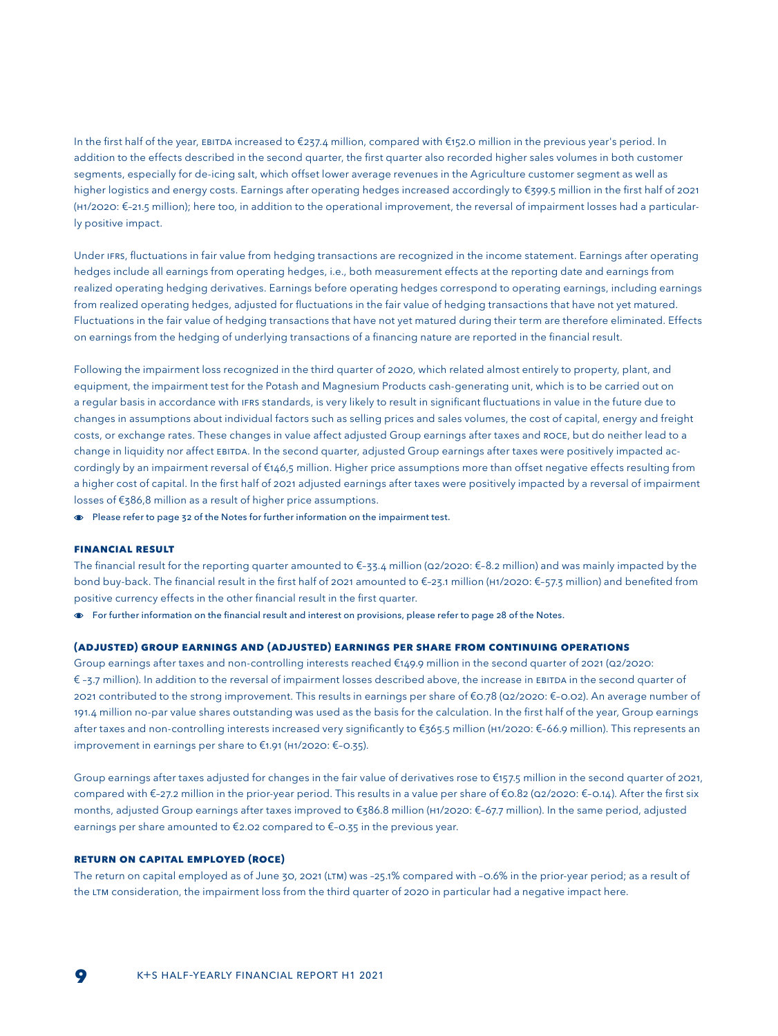In the first half of the year, EBITDA increased to €237.4 million, compared with €152.0 million in the previous year's period. In addition to the effects described in the second quarter, the first quarter also recorded higher sales volumes in both customer segments, especially for de-icing salt, which offset lower average revenues in the Agriculture customer segment as well as higher logistics and energy costs. Earnings after operating hedges increased accordingly to €399.5 million in the first half of 2021 (H1/2020: €–21.5 million); here too, in addition to the operational improvement, the reversal of impairment losses had a particularly positive impact.

Under IFRS, fluctuations in fair value from hedging transactions are recognized in the income statement. Earnings after operating hedges include all earnings from operating hedges, i.e., both measurement effects at the reporting date and earnings from realized operating hedging derivatives. Earnings before operating hedges correspond to operating earnings, including earnings from realized operating hedges, adjusted for fluctuations in the fair value of hedging transactions that have not yet matured. Fluctuations in the fair value of hedging transactions that have not yet matured during their term are therefore eliminated. Effects on earnings from the hedging of underlying transactions of a financing nature are reported in the financial result.

Following the impairment loss recognized in the third quarter of 2020, which related almost entirely to property, plant, and equipment, the impairment test for the Potash and Magnesium Products cash-generating unit, which is to be carried out on a regular basis in accordance with IFRS standards, is very likely to result in significant fluctuations in value in the future due to changes in assumptions about individual factors such as selling prices and sales volumes, the cost of capital, energy and freight costs, or exchange rates. These changes in value affect adjusted Group earnings after taxes and ROCE, but do neither lead to a change in liquidity nor affect EBITDA. In the second quarter, adjusted Group earnings after taxes were positively impacted accordingly by an impairment reversal of €146,5 million. Higher price assumptions more than offset negative effects resulting from a higher cost of capital. In the first half of 2021 adjusted earnings after taxes were positively impacted by a reversal of impairment losses of €386,8 million as a result of higher price assumptions.

Please refer to page 32 of the Notes for further information on the impairment test.

### FINANCIAL RESULT

The financial result for the reporting quarter amounted to €–33.4 million (Q2/2020: €–8.2 million) and was mainly impacted by the bond buy-back. The financial result in the first half of 2021 amounted to €–23.1 million (H1/2020: €–57.3 million) and benefited from positive currency effects in the other financial result in the first quarter.

For further information on the financial result and interest on provisions, please refer to page 28 of the Notes.

### (ADJUSTED) GROUP EARNINGS AND (ADJUSTED) EARNINGS PER SHARE FROM CONTINUING OPERATIONS

Group earnings after taxes and non-controlling interests reached €149.9 million in the second quarter of 2021 (Q2/2020: € -3.7 million). In addition to the reversal of impairment losses described above, the increase in EBITDA in the second quarter of 2021 contributed to the strong improvement. This results in earnings per share of €0.78 (Q2/2020: €–0.02). An average number of 191.4 million no-par value shares outstanding was used as the basis for the calculation. In the first half of the year, Group earnings after taxes and non-controlling interests increased very significantly to €365.5 million (H1/2020: €–66.9 million). This represents an improvement in earnings per share to €1.91 (H1/2020: €–0.35).

Group earnings after taxes adjusted for changes in the fair value of derivatives rose to €157.5 million in the second quarter of 2021, compared with €–27.2 million in the prior-year period. This results in a value per share of €0.82 (Q2/2020: €–0.14). After the first six months, adjusted Group earnings after taxes improved to €386.8 million (H1/2020: €–67.7 million). In the same period, adjusted earnings per share amounted to €2.02 compared to €–0.35 in the previous year.

### RETURN ON CAPITAL EMPLOYED (ROCE)

The return on capital employed as of June 30, 2021 (LTM) was –25.1% compared with –0.6% in the prior-year period; as a result of the LTM consideration, the impairment loss from the third quarter of 2020 in particular had a negative impact here.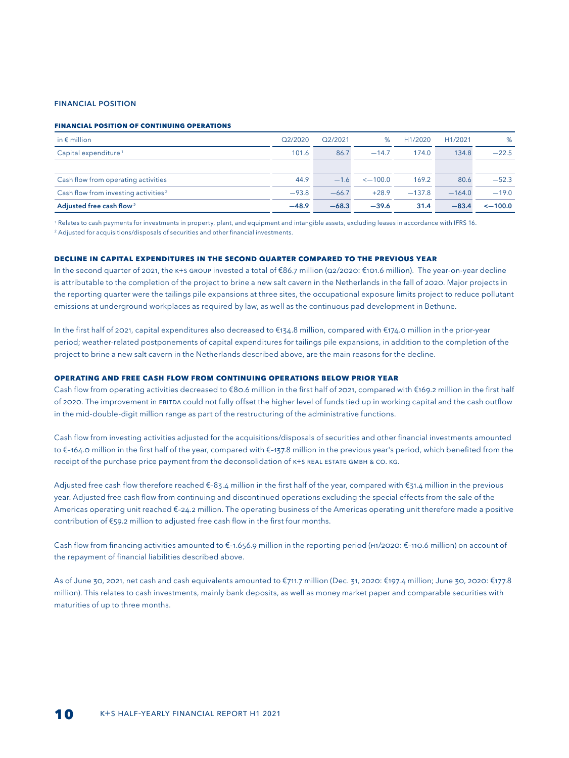## FINANCIAL POSITION

### FINANCIAL POSITION OF CONTINUING OPERATIONS

| in € million | Q2/2020 | Q2/2021 | % | H1/2020 | H1/2021 | % |
|---|---|---|---|---|---|---|
| Capital expenditure [1] | 101.6 | 86.7 | −14.7 | 174.0 | 134.8 | −22.5 |
| | | | | | | |
| Cash flow from operating activities | 44.9 | −1.6 | <−100.0 | 169.2 | 80.6 | −52.3 |
| Cash flow from investing activities [2] | −93.8 | −66.7 | +28.9 | −137.8 | −164.0 | −19.0 |
| **Adjusted free cash flow [2]** | **−48.9** | **−68.3** | **−39.6** | **31.4** | **−83.4** | **<−100.0** |

[1] Relates to cash payments for investments in property, plant, and equipment and intangible assets, excluding leases in accordance with IFRS 16.

[2] Adjusted for acquisitions/disposals of securities and other financial investments.

### DECLINE IN CAPITAL EXPENDITURES IN THE SECOND QUARTER COMPARED TO THE PREVIOUS YEAR

In the second quarter of 2021, the K+S GROUP invested a total of €86.7 million (Q2/2020: €101.6 million). The year-on-year decline is attributable to the completion of the project to brine a new salt cavern in the Netherlands in the fall of 2020. Major projects in the reporting quarter were the tailings pile expansions at three sites, the occupational exposure limits project to reduce pollutant emissions at underground workplaces as required by law, as well as the continuous pad development in Bethune.

In the first half of 2021, capital expenditures also decreased to €134.8 million, compared with €174.0 million in the prior-year period; weather-related postponements of capital expenditures for tailings pile expansions, in addition to the completion of the project to brine a new salt cavern in the Netherlands described above, are the main reasons for the decline.

### OPERATING AND FREE CASH FLOW FROM CONTINUING OPERATIONS BELOW PRIOR YEAR

Cash flow from operating activities decreased to €80.6 million in the first half of 2021, compared with €169.2 million in the first half of 2020. The improvement in EBITDA could not fully offset the higher level of funds tied up in working capital and the cash outflow in the mid-double-digit million range as part of the restructuring of the administrative functions.

Cash flow from investing activities adjusted for the acquisitions/disposals of securities and other financial investments amounted to €–164.0 million in the first half of the year, compared with €–137.8 million in the previous year's period, which benefited from the receipt of the purchase price payment from the deconsolidation of K+S REAL ESTATE GMBH & CO. KG.

Adjusted free cash flow therefore reached €–83.4 million in the first half of the year, compared with €31.4 million in the previous year. Adjusted free cash flow from continuing and discontinued operations excluding the special effects from the sale of the Americas operating unit reached €–24.2 million. The operating business of the Americas operating unit therefore made a positive contribution of €59.2 million to adjusted free cash flow in the first four months.

Cash flow from financing activities amounted to €–1.656.9 million in the reporting period (H1/2020: €–110.6 million) on account of the repayment of financial liabilities described above.

As of June 30, 2021, net cash and cash equivalents amounted to €711.7 million (Dec. 31, 2020: €197.4 million; June 30, 2020: €177.8 million). This relates to cash investments, mainly bank deposits, as well as money market paper and comparable securities with maturities of up to three months.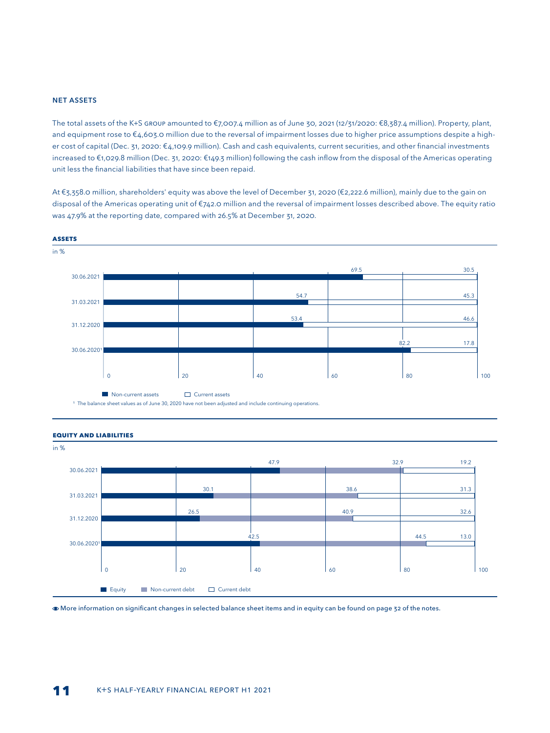## NET ASSETS

The total assets of the K+S GROUP amounted to €7,007.4 million as of June 30, 2021 (12/31/2020: €8,387.4 million). Property, plant, and equipment rose to €4,603.0 million due to the reversal of impairment losses due to higher price assumptions despite a higher cost of capital (Dec. 31, 2020: €4,109.9 million). Cash and cash equivalents, current securities, and other financial investments increased to €1,029.8 million (Dec. 31, 2020: €149.3 million) following the cash inflow from the disposal of the Americas operating unit less the financial liabilities that have since been repaid.

At €3,358.0 million, shareholders' equity was above the level of December 31, 2020 (€2,222.6 million), mainly due to the gain on disposal of the Americas operating unit of €742.0 million and the reversal of impairment losses described above. The equity ratio was 47.9% at the reporting date, compared with 26.5% at December 31, 2020.

### ASSETS

in %

| | Non-current assets | Current assets |
|---|---|---|
| 30.06.2021 | 69.5 | 30.5 |
| 31.03.2021 | 54.7 | 45.3 |
| 31.12.2020 | 53.4 | 46.6 |
| 30.06.2020[1] | 82.2 | 17.8 |

[1] The balance sheet values as of June 30, 2020 have not been adjusted and include continuing operations.

### EQUITY AND LIABILITIES

in %

| | Equity | Non-current debt | Current debt |
|---|---|---|---|
| 30.06.2021 | 47.9 | 32.9 | 19.2 |
| 31.03.2021 | 30.1 | 38.6 | 31.3 |
| 31.12.2020 | 26.5 | 40.9 | 32.6 |
| 30.06.2020[1] | 42.5 | 44.5 | 13.0 |

More information on significant changes in selected balance sheet items and in equity can be found on page 32 of the notes.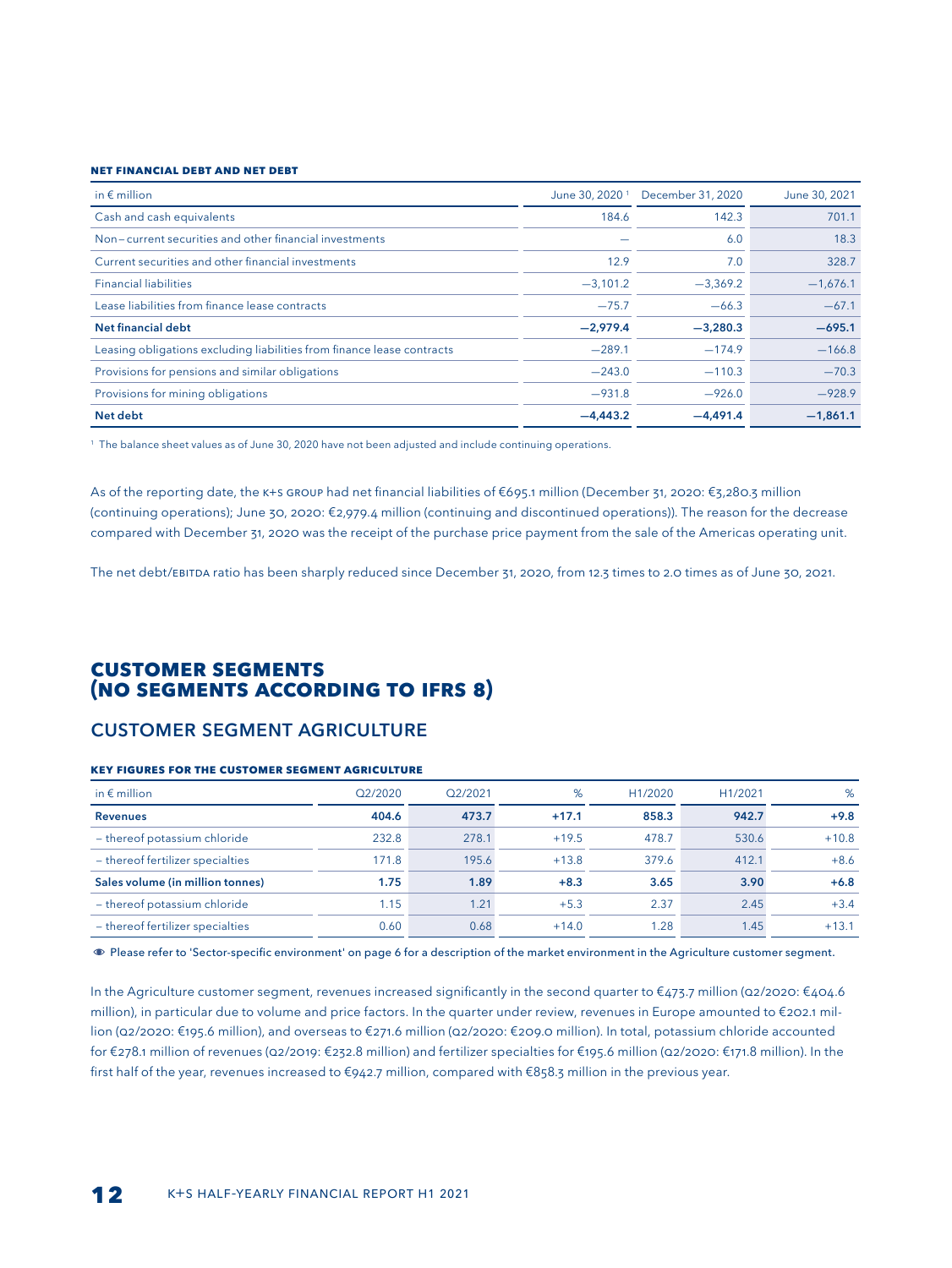#### NET FINANCIAL DEBT AND NET DEBT

| in € million | June 30, 2020 [1] | December 31, 2020 | June 30, 2021 |
|---|---|---|---|
| Cash and cash equivalents | 184.6 | 142.3 | 701.1 |
| Non–current securities and other financial investments | — | 6.0 | 18.3 |
| Current securities and other financial investments | 12.9 | 7.0 | 328.7 |
| Financial liabilities | −3,101.2 | −3,369.2 | −1,676.1 |
| Lease liabilities from finance lease contracts | −75.7 | −66.3 | −67.1 |
| **Net financial debt** | **−2,979.4** | **−3,280.3** | **−695.1** |
| Leasing obligations excluding liabilities from finance lease contracts | −289.1 | −174.9 | −166.8 |
| Provisions for pensions and similar obligations | −243.0 | −110.3 | −70.3 |
| Provisions for mining obligations | −931.8 | −926.0 | −928.9 |
| **Net debt** | **−4,443.2** | **−4,491.4** | **−1,861.1** |

[1] The balance sheet values as of June 30, 2020 have not been adjusted and include continuing operations.

As of the reporting date, the K+S GROUP had net financial liabilities of €695.1 million (December 31, 2020: €3,280.3 million (continuing operations); June 30, 2020: €2,979.4 million (continuing and discontinued operations)). The reason for the decrease compared with December 31, 2020 was the receipt of the purchase price payment from the sale of the Americas operating unit.

The net debt/EBITDA ratio has been sharply reduced since December 31, 2020, from 12.3 times to 2.0 times as of June 30, 2021.

# CUSTOMER SEGMENTS (NO SEGMENTS ACCORDING TO IFRS 8)

## CUSTOMER SEGMENT AGRICULTURE

#### KEY FIGURES FOR THE CUSTOMER SEGMENT AGRICULTURE

| in € million | Q2/2020 | Q2/2021 | % | H1/2020 | H1/2021 | % |
|---|---|---|---|---|---|---|
| **Revenues** | **404.6** | **473.7** | **+17.1** | **858.3** | **942.7** | **+9.8** |
| – thereof potassium chloride | 232.8 | 278.1 | +19.5 | 478.7 | 530.6 | +10.8 |
| – thereof fertilizer specialties | 171.8 | 195.6 | +13.8 | 379.6 | 412.1 | +8.6 |
| **Sales volume (in million tonnes)** | **1.75** | **1.89** | **+8.3** | **3.65** | **3.90** | **+6.8** |
| – thereof potassium chloride | 1.15 | 1.21 | +5.3 | 2.37 | 2.45 | +3.4 |
| – thereof fertilizer specialties | 0.60 | 0.68 | +14.0 | 1.28 | 1.45 | +13.1 |

**Please refer to 'Sector-specific environment' on page 6 for a description of the market environment in the Agriculture customer segment.**

In the Agriculture customer segment, revenues increased significantly in the second quarter to €473.7 million (Q2/2020: €404.6 million), in particular due to volume and price factors. In the quarter under review, revenues in Europe amounted to €202.1 million (Q2/2020: €195.6 million), and overseas to €271.6 million (Q2/2020: €209.0 million). In total, potassium chloride accounted for €278.1 million of revenues (Q2/2019: €232.8 million) and fertilizer specialties for €195.6 million (Q2/2020: €171.8 million). In the first half of the year, revenues increased to €942.7 million, compared with €858.3 million in the previous year.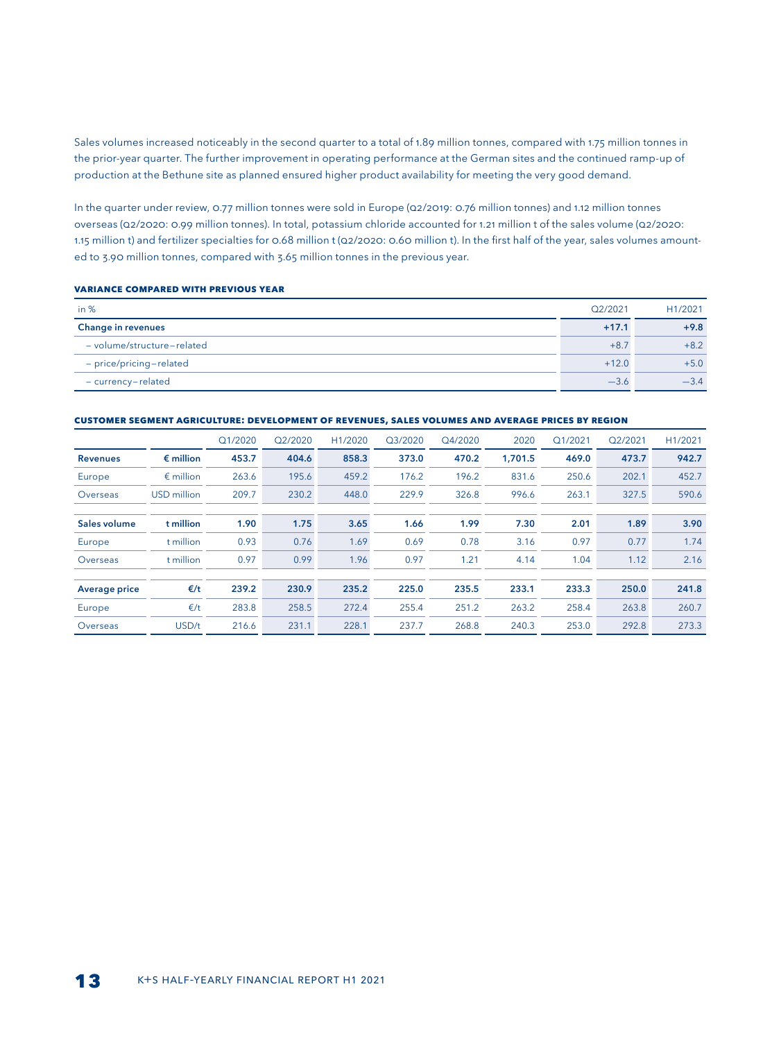Sales volumes increased noticeably in the second quarter to a total of 1.89 million tonnes, compared with 1.75 million tonnes in the prior-year quarter. The further improvement in operating performance at the German sites and the continued ramp-up of production at the Bethune site as planned ensured higher product availability for meeting the very good demand.

In the quarter under review, 0.77 million tonnes were sold in Europe (Q2/2019: 0.76 million tonnes) and 1.12 million tonnes overseas (Q2/2020: 0.99 million tonnes). In total, potassium chloride accounted for 1.21 million t of the sales volume (Q2/2020: 1.15 million t) and fertilizer specialties for 0.68 million t (Q2/2020: 0.60 million t). In the first half of the year, sales volumes amounted to 3.90 million tonnes, compared with 3.65 million tonnes in the previous year.

#### VARIANCE COMPARED WITH PREVIOUS YEAR

| in % | Q2/2021 | H1/2021 |
|---|---|---|
| **Change in revenues** | **+17.1** | **+9.8** |
| – volume/structure–related | +8.7 | +8.2 |
| – price/pricing–related | +12.0 | +5.0 |
| – currency–related | –3.6 | –3.4 |

#### CUSTOMER SEGMENT AGRICULTURE: DEVELOPMENT OF REVENUES, SALES VOLUMES AND AVERAGE PRICES BY REGION

| | | Q1/2020 | Q2/2020 | H1/2020 | Q3/2020 | Q4/2020 | 2020 | Q1/2021 | Q2/2021 | H1/2021 |
|---|---|---|---|---|---|---|---|---|---|---|
| **Revenues** | **€ million** | **453.7** | **404.6** | **858.3** | **373.0** | **470.2** | **1,701.5** | **469.0** | **473.7** | **942.7** |
| Europe | € million | 263.6 | 195.6 | 459.2 | 176.2 | 196.2 | 831.6 | 250.6 | 202.1 | 452.7 |
| Overseas | USD million | 209.7 | 230.2 | 448.0 | 229.9 | 326.8 | 996.6 | 263.1 | 327.5 | 590.6 |
| **Sales volume** | **t million** | **1.90** | **1.75** | **3.65** | **1.66** | **1.99** | **7.30** | **2.01** | **1.89** | **3.90** |
| Europe | t million | 0.93 | 0.76 | 1.69 | 0.69 | 0.78 | 3.16 | 0.97 | 0.77 | 1.74 |
| Overseas | t million | 0.97 | 0.99 | 1.96 | 0.97 | 1.21 | 4.14 | 1.04 | 1.12 | 2.16 |
| **Average price** | **€/t** | **239.2** | **230.9** | **235.2** | **225.0** | **235.5** | **233.1** | **233.3** | **250.0** | **241.8** |
| Europe | €/t | 283.8 | 258.5 | 272.4 | 255.4 | 251.2 | 263.2 | 258.4 | 263.8 | 260.7 |
| Overseas | USD/t | 216.6 | 231.1 | 228.1 | 237.7 | 268.8 | 240.3 | 253.0 | 292.8 | 273.3 |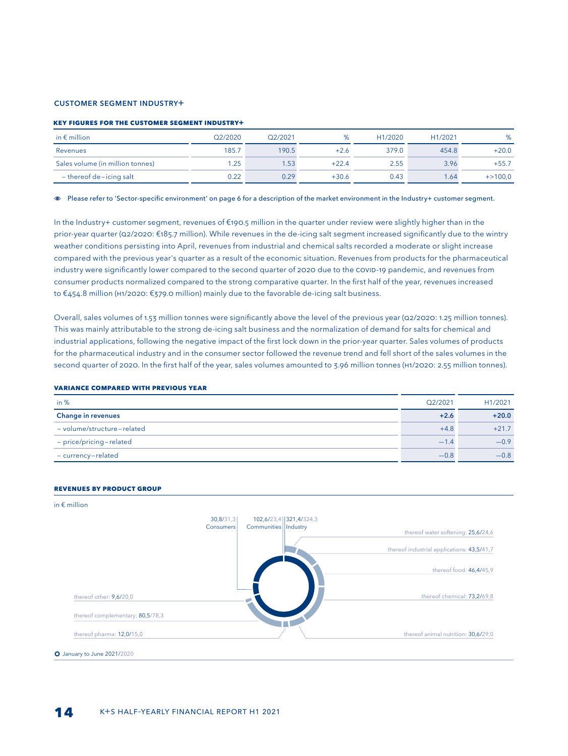## CUSTOMER SEGMENT INDUSTRY+

**KEY FIGURES FOR THE CUSTOMER SEGMENT INDUSTRY+**

| in € million | Q2/2020 | Q2/2021 | % | H1/2020 | H1/2021 | % |
|---|---|---|---|---|---|---|
| Revenues | 185.7 | 190.5 | +2.6 | 379.0 | 454.8 | +20.0 |
| Sales volume (in million tonnes) | 1.25 | 1.53 | +22.4 | 2.55 | 3.96 | +55.7 |
| – thereof de–icing salt | 0.22 | 0.29 | +30.6 | 0.43 | 1.64 | +>100,0 |

Please refer to 'Sector-specific environment' on page 6 for a description of the market environment in the Industry+ customer segment.

In the Industry+ customer segment, revenues of €190.5 million in the quarter under review were slightly higher than in the prior-year quarter (Q2/2020: €185.7 million). While revenues in the de-icing salt segment increased significantly due to the wintry weather conditions persisting into April, revenues from industrial and chemical salts recorded a moderate or slight increase compared with the previous year's quarter as a result of the economic situation. Revenues from products for the pharmaceutical industry were significantly lower compared to the second quarter of 2020 due to the COVID-19 pandemic, and revenues from consumer products normalized compared to the strong comparative quarter. In the first half of the year, revenues increased to €454.8 million (H1/2020: €379.0 million) mainly due to the favorable de-icing salt business.

Overall, sales volumes of 1.53 million tonnes were significantly above the level of the previous year (Q2/2020: 1.25 million tonnes). This was mainly attributable to the strong de-icing salt business and the normalization of demand for salts for chemical and industrial applications, following the negative impact of the first lock down in the prior-year quarter. Sales volumes of products for the pharmaceutical industry and in the consumer sector followed the revenue trend and fell short of the sales volumes in the second quarter of 2020. In the first half of the year, sales volumes amounted to 3.96 million tonnes (H1/2020: 2.55 million tonnes).

**VARIANCE COMPARED WITH PREVIOUS YEAR**

| in % | Q2/2021 | H1/2021 |
|---|---|---|
| **Change in revenues** | **+2.6** | **+20.0** |
| – volume/structure–related | +4.8 | +21.7 |
| – price/pricing–related | –1.4 | –0.9 |
| – currency–related | –0.8 | –0.8 |

**REVENUES BY PRODUCT GROUP**

in € million

- Consumers: 30,8/31,3
  - thereof other: 9,6/20,0
  - thereof complementary: 80,5/78,3
  - thereof pharma: 12,0/15,0
- Communities: 102,6/23,4
- Industry: 321,4/324,3
  - thereof water softening: 25,6/24,6
  - thereof industrial applications: 43,5/41,7
  - thereof food: 46,4/45,9
  - thereof chemical: 73,2/69,8
  - thereof animal nutrition: 30,6/29,0

January to June 2021/2020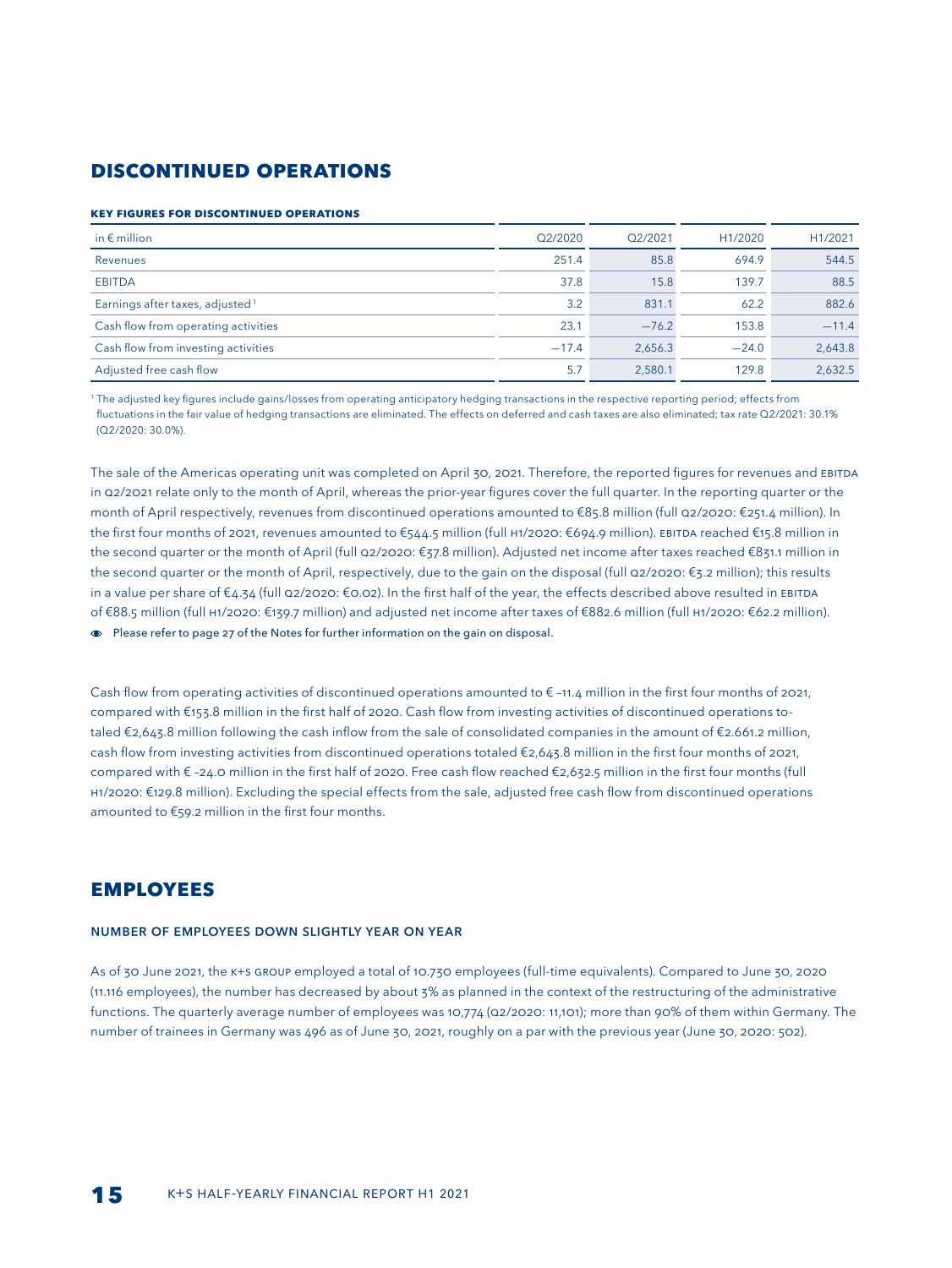# DISCONTINUED OPERATIONS

### KEY FIGURES FOR DISCONTINUED OPERATIONS

| in € million | Q2/2020 | Q2/2021 | H1/2020 | H1/2021 |
|---|---|---|---|---|
| Revenues | 251.4 | 85.8 | 694.9 | 544.5 |
| EBITDA | 37.8 | 15.8 | 139.7 | 88.5 |
| Earnings after taxes, adjusted [1] | 3.2 | 831.1 | 62.2 | 882.6 |
| Cash flow from operating activities | 23.1 | −76.2 | 153.8 | −11.4 |
| Cash flow from investing activities | −17.4 | 2,656.3 | −24.0 | 2,643.8 |
| Adjusted free cash flow | 5.7 | 2,580.1 | 129.8 | 2,632.5 |

[1] The adjusted key figures include gains/losses from operating anticipatory hedging transactions in the respective reporting period; effects from fluctuations in the fair value of hedging transactions are eliminated. The effects on deferred and cash taxes are also eliminated; tax rate Q2/2021: 30.1% (Q2/2020: 30.0%).

The sale of the Americas operating unit was completed on April 30, 2021. Therefore, the reported figures for revenues and EBITDA in Q2/2021 relate only to the month of April, whereas the prior-year figures cover the full quarter. In the reporting quarter or the month of April respectively, revenues from discontinued operations amounted to €85.8 million (full Q2/2020: €251.4 million). In the first four months of 2021, revenues amounted to €544.5 million (full H1/2020: €694.9 million). EBITDA reached €15.8 million in the second quarter or the month of April (full Q2/2020: €37.8 million). Adjusted net income after taxes reached €831.1 million in the second quarter or the month of April, respectively, due to the gain on the disposal (full Q2/2020: €3.2 million); this results in a value per share of €4.34 (full Q2/2020: €0.02). In the first half of the year, the effects described above resulted in EBITDA of €88.5 million (full H1/2020: €139.7 million) and adjusted net income after taxes of €882.6 million (full H1/2020: €62.2 million).

Please refer to page 27 of the Notes for further information on the gain on disposal.

Cash flow from operating activities of discontinued operations amounted to € –11.4 million in the first four months of 2021, compared with €153.8 million in the first half of 2020. Cash flow from investing activities of discontinued operations totaled €2,643.8 million following the cash inflow from the sale of consolidated companies in the amount of €2.661.2 million, cash flow from investing activities from discontinued operations totaled €2,643.8 million in the first four months of 2021, compared with € –24.0 million in the first half of 2020. Free cash flow reached €2,632.5 million in the first four months (full H1/2020: €129.8 million). Excluding the special effects from the sale, adjusted free cash flow from discontinued operations amounted to €59.2 million in the first four months.

# EMPLOYEES

### NUMBER OF EMPLOYEES DOWN SLIGHTLY YEAR ON YEAR

As of 30 June 2021, the K+S GROUP employed a total of 10.730 employees (full-time equivalents). Compared to June 30, 2020 (11.116 employees), the number has decreased by about 3% as planned in the context of the restructuring of the administrative functions. The quarterly average number of employees was 10,774 (Q2/2020: 11,101); more than 90% of them within Germany. The number of trainees in Germany was 496 as of June 30, 2021, roughly on a par with the previous year (June 30, 2020: 502).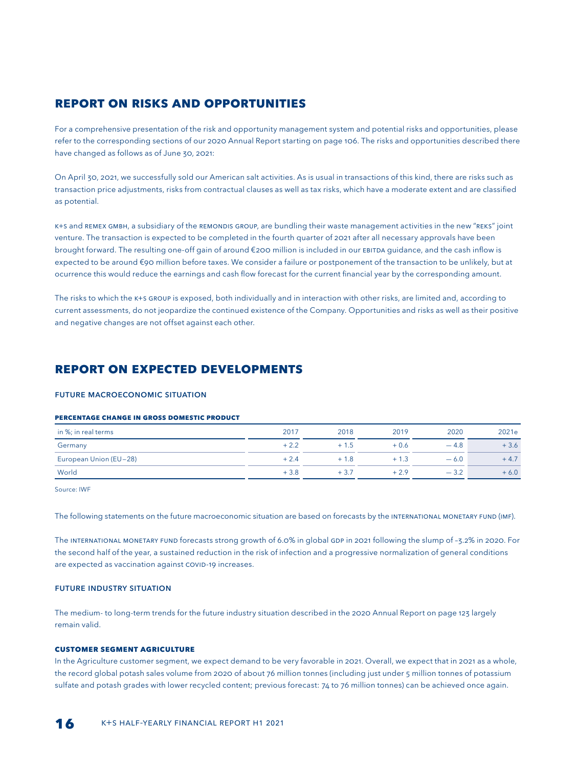## REPORT ON RISKS AND OPPORTUNITIES

For a comprehensive presentation of the risk and opportunity management system and potential risks and opportunities, please refer to the corresponding sections of our 2020 Annual Report starting on page 106. The risks and opportunities described there have changed as follows as of June 30, 2021:

On April 30, 2021, we successfully sold our American salt activities. As is usual in transactions of this kind, there are risks such as transaction price adjustments, risks from contractual clauses as well as tax risks, which have a moderate extent and are classified as potential.

K+S and REMEX GMBH, a subsidiary of the REMONDIS GROUP, are bundling their waste management activities in the new "REKS" joint venture. The transaction is expected to be completed in the fourth quarter of 2021 after all necessary approvals have been brought forward. The resulting one-off gain of around €200 million is included in our EBITDA guidance, and the cash inflow is expected to be around €90 million before taxes. We consider a failure or postponement of the transaction to be unlikely, but at ocurrence this would reduce the earnings and cash flow forecast for the current financial year by the corresponding amount.

The risks to which the K+S GROUP is exposed, both individually and in interaction with other risks, are limited and, according to current assessments, do not jeopardize the continued existence of the Company. Opportunities and risks as well as their positive and negative changes are not offset against each other.

## REPORT ON EXPECTED DEVELOPMENTS

### FUTURE MACROECONOMIC SITUATION

#### PERCENTAGE CHANGE IN GROSS DOMESTIC PRODUCT

| in %; in real terms | 2017 | 2018 | 2019 | 2020 | 2021e |
|---|---|---|---|---|---|
| Germany | + 2.2 | + 1.5 | + 0.6 | − 4.8 | + 3.6 |
| European Union (EU – 28) | + 2.4 | + 1.8 | + 1.3 | − 6.0 | + 4.7 |
| World | + 3.8 | + 3.7 | + 2.9 | − 3.2 | + 6.0 |

Source: IWF

The following statements on the future macroeconomic situation are based on forecasts by the INTERNATIONAL MONETARY FUND (IMF).

The INTERNATIONAL MONETARY FUND forecasts strong growth of 6.0% in global GDP in 2021 following the slump of –3.2% in 2020. For the second half of the year, a sustained reduction in the risk of infection and a progressive normalization of general conditions are expected as vaccination against COVID-19 increases.

### FUTURE INDUSTRY SITUATION

The medium- to long-term trends for the future industry situation described in the 2020 Annual Report on page 123 largely remain valid.

#### CUSTOMER SEGMENT AGRICULTURE

In the Agriculture customer segment, we expect demand to be very favorable in 2021. Overall, we expect that in 2021 as a whole, the record global potash sales volume from 2020 of about 76 million tonnes (including just under 5 million tonnes of potassium sulfate and potash grades with lower recycled content; previous forecast: 74 to 76 million tonnes) can be achieved once again.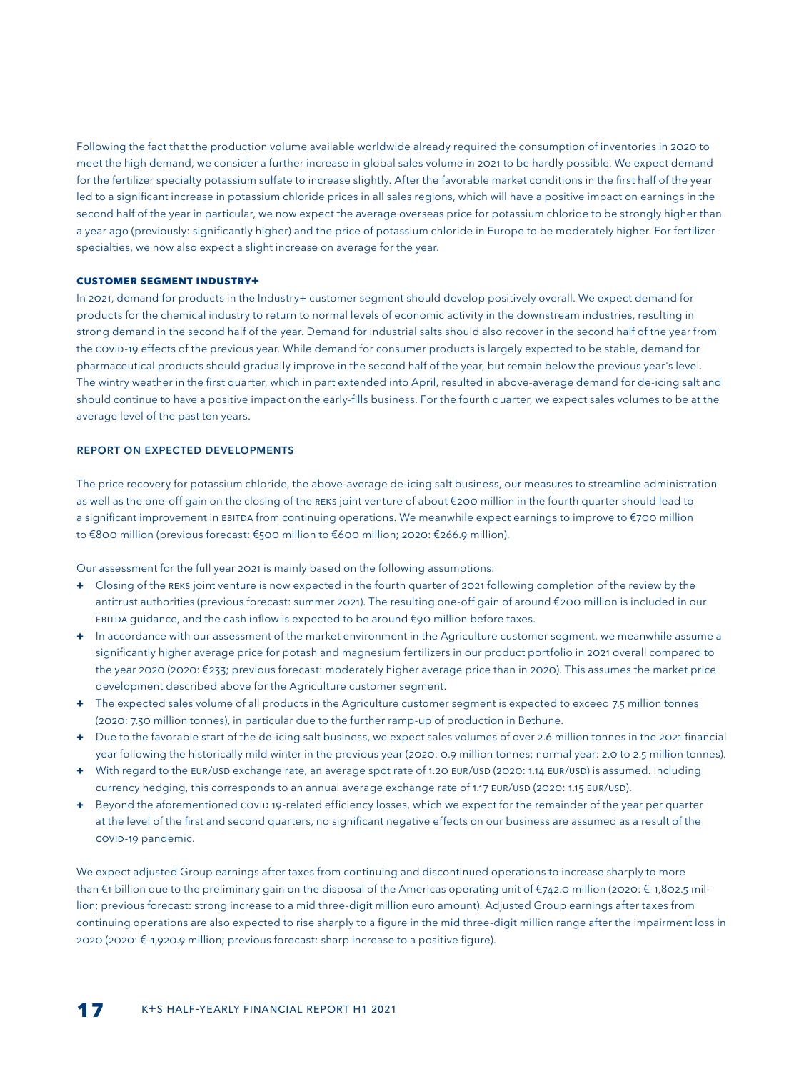Following the fact that the production volume available worldwide already required the consumption of inventories in 2020 to meet the high demand, we consider a further increase in global sales volume in 2021 to be hardly possible. We expect demand for the fertilizer specialty potassium sulfate to increase slightly. After the favorable market conditions in the first half of the year led to a significant increase in potassium chloride prices in all sales regions, which will have a positive impact on earnings in the second half of the year in particular, we now expect the average overseas price for potassium chloride to be strongly higher than a year ago (previously: significantly higher) and the price of potassium chloride in Europe to be moderately higher. For fertilizer specialties, we now also expect a slight increase on average for the year.

#### CUSTOMER SEGMENT INDUSTRY+

In 2021, demand for products in the Industry+ customer segment should develop positively overall. We expect demand for products for the chemical industry to return to normal levels of economic activity in the downstream industries, resulting in strong demand in the second half of the year. Demand for industrial salts should also recover in the second half of the year from the COVID-19 effects of the previous year. While demand for consumer products is largely expected to be stable, demand for pharmaceutical products should gradually improve in the second half of the year, but remain below the previous year's level. The wintry weather in the first quarter, which in part extended into April, resulted in above-average demand for de-icing salt and should continue to have a positive impact on the early-fills business. For the fourth quarter, we expect sales volumes to be at the average level of the past ten years.

### REPORT ON EXPECTED DEVELOPMENTS

The price recovery for potassium chloride, the above-average de-icing salt business, our measures to streamline administration as well as the one-off gain on the closing of the REKS joint venture of about €200 million in the fourth quarter should lead to a significant improvement in EBITDA from continuing operations. We meanwhile expect earnings to improve to €700 million to €800 million (previous forecast: €500 million to €600 million; 2020: €266.9 million).

Our assessment for the full year 2021 is mainly based on the following assumptions:

+ Closing of the REKS joint venture is now expected in the fourth quarter of 2021 following completion of the review by the antitrust authorities (previous forecast: summer 2021). The resulting one-off gain of around €200 million is included in our EBITDA guidance, and the cash inflow is expected to be around €90 million before taxes.
+ In accordance with our assessment of the market environment in the Agriculture customer segment, we meanwhile assume a significantly higher average price for potash and magnesium fertilizers in our product portfolio in 2021 overall compared to the year 2020 (2020: €233; previous forecast: moderately higher average price than in 2020). This assumes the market price development described above for the Agriculture customer segment.
+ The expected sales volume of all products in the Agriculture customer segment is expected to exceed 7.5 million tonnes (2020: 7.30 million tonnes), in particular due to the further ramp-up of production in Bethune.
+ Due to the favorable start of the de-icing salt business, we expect sales volumes of over 2.6 million tonnes in the 2021 financial year following the historically mild winter in the previous year (2020: 0.9 million tonnes; normal year: 2.0 to 2.5 million tonnes).
+ With regard to the EUR/USD exchange rate, an average spot rate of 1.20 EUR/USD (2020: 1.14 EUR/USD) is assumed. Including currency hedging, this corresponds to an annual average exchange rate of 1.17 EUR/USD (2020: 1.15 EUR/USD).
+ Beyond the aforementioned COVID 19-related efficiency losses, which we expect for the remainder of the year per quarter at the level of the first and second quarters, no significant negative effects on our business are assumed as a result of the COVID-19 pandemic.

We expect adjusted Group earnings after taxes from continuing and discontinued operations to increase sharply to more than €1 billion due to the preliminary gain on the disposal of the Americas operating unit of €742.0 million (2020: €–1,802.5 million; previous forecast: strong increase to a mid three-digit million euro amount). Adjusted Group earnings after taxes from continuing operations are also expected to rise sharply to a figure in the mid three-digit million range after the impairment loss in 2020 (2020: €–1,920.9 million; previous forecast: sharp increase to a positive figure).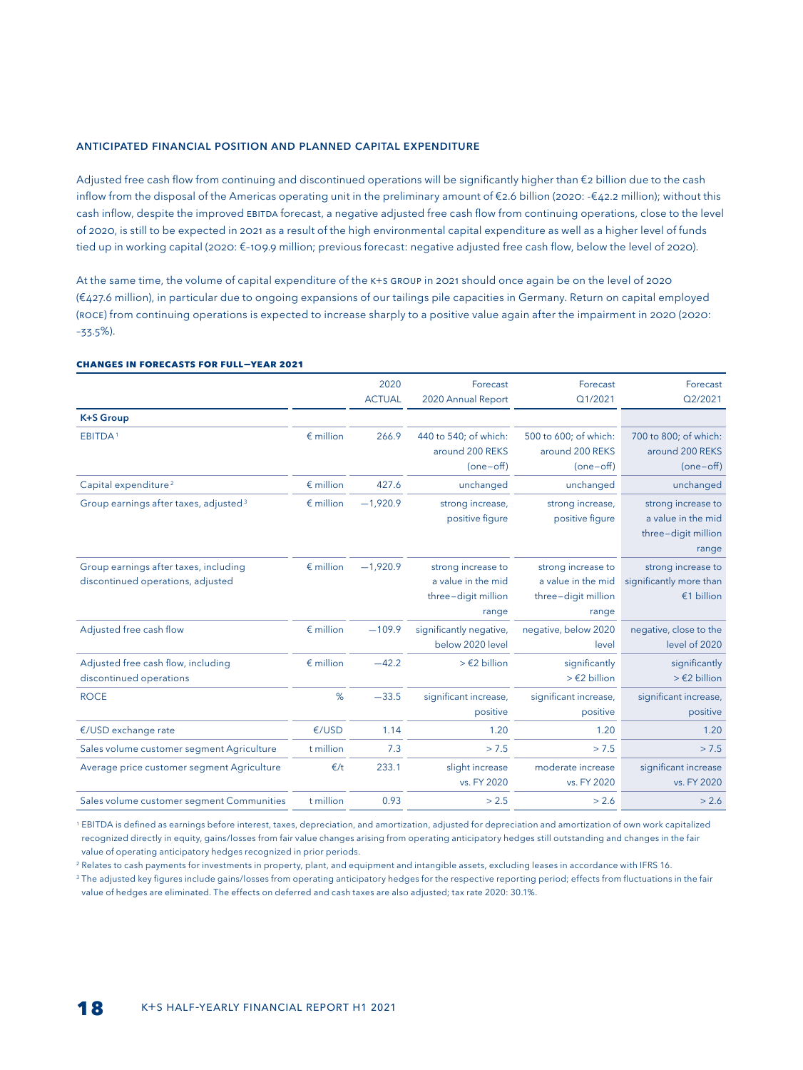## ANTICIPATED FINANCIAL POSITION AND PLANNED CAPITAL EXPENDITURE

Adjusted free cash flow from continuing and discontinued operations will be significantly higher than €2 billion due to the cash inflow from the disposal of the Americas operating unit in the preliminary amount of €2.6 billion (2020: -€42.2 million); without this cash inflow, despite the improved EBITDA forecast, a negative adjusted free cash flow from continuing operations, close to the level of 2020, is still to be expected in 2021 as a result of the high environmental capital expenditure as well as a higher level of funds tied up in working capital (2020: €-109.9 million; previous forecast: negative adjusted free cash flow, below the level of 2020).

At the same time, the volume of capital expenditure of the K+S GROUP in 2021 should once again be on the level of 2020 (€427.6 million), in particular due to ongoing expansions of our tailings pile capacities in Germany. Return on capital employed (ROCE) from continuing operations is expected to increase sharply to a positive value again after the impairment in 2020 (2020: -33.5%).

### CHANGES IN FORECASTS FOR FULL–YEAR 2021

| | | 2020 ACTUAL | Forecast 2020 Annual Report | Forecast Q1/2021 | Forecast Q2/2021 |
|---|---|---|---|---|---|
| **K+S Group** | | | | | |
| EBITDA[1] | € million | 266.9 | 440 to 540; of which: around 200 REKS (one–off) | 500 to 600; of which: around 200 REKS (one–off) | 700 to 800; of which: around 200 REKS (one–off) |
| Capital expenditure[2] | € million | 427.6 | unchanged | unchanged | unchanged |
| Group earnings after taxes, adjusted[3] | € million | −1,920.9 | strong increase, positive figure | strong increase, positive figure | strong increase to a value in the mid three–digit million range |
| Group earnings after taxes, including discontinued operations, adjusted | € million | −1,920.9 | strong increase to a value in the mid three–digit million range | strong increase to a value in the mid three–digit million range | strong increase to significantly more than €1 billion |
| Adjusted free cash flow | € million | −109.9 | significantly negative, below 2020 level | negative, below 2020 level | negative, close to the level of 2020 |
| Adjusted free cash flow, including discontinued operations | € million | −42.2 | > €2 billion | significantly > €2 billion | significantly > €2 billion |
| ROCE | % | −33.5 | significant increase, positive | significant increase, positive | significant increase, positive |
| €/USD exchange rate | €/USD | 1.14 | 1.20 | 1.20 | 1.20 |
| Sales volume customer segment Agriculture | t million | 7.3 | > 7.5 | > 7.5 | > 7.5 |
| Average price customer segment Agriculture | €/t | 233.1 | slight increase vs. FY 2020 | moderate increase vs. FY 2020 | significant increase vs. FY 2020 |
| Sales volume customer segment Communities | t million | 0.93 | > 2.5 | > 2.6 | > 2.6 |

[1] EBITDA is defined as earnings before interest, taxes, depreciation, and amortization, adjusted for depreciation and amortization of own work capitalized recognized directly in equity, gains/losses from fair value changes arising from operating anticipatory hedges still outstanding and changes in the fair value of operating anticipatory hedges recognized in prior periods.

[2] Relates to cash payments for investments in property, plant, and equipment and intangible assets, excluding leases in accordance with IFRS 16.

[3] The adjusted key figures include gains/losses from operating anticipatory hedges for the respective reporting period; effects from fluctuations in the fair value of hedges are eliminated. The effects on deferred and cash taxes are also adjusted; tax rate 2020: 30.1%.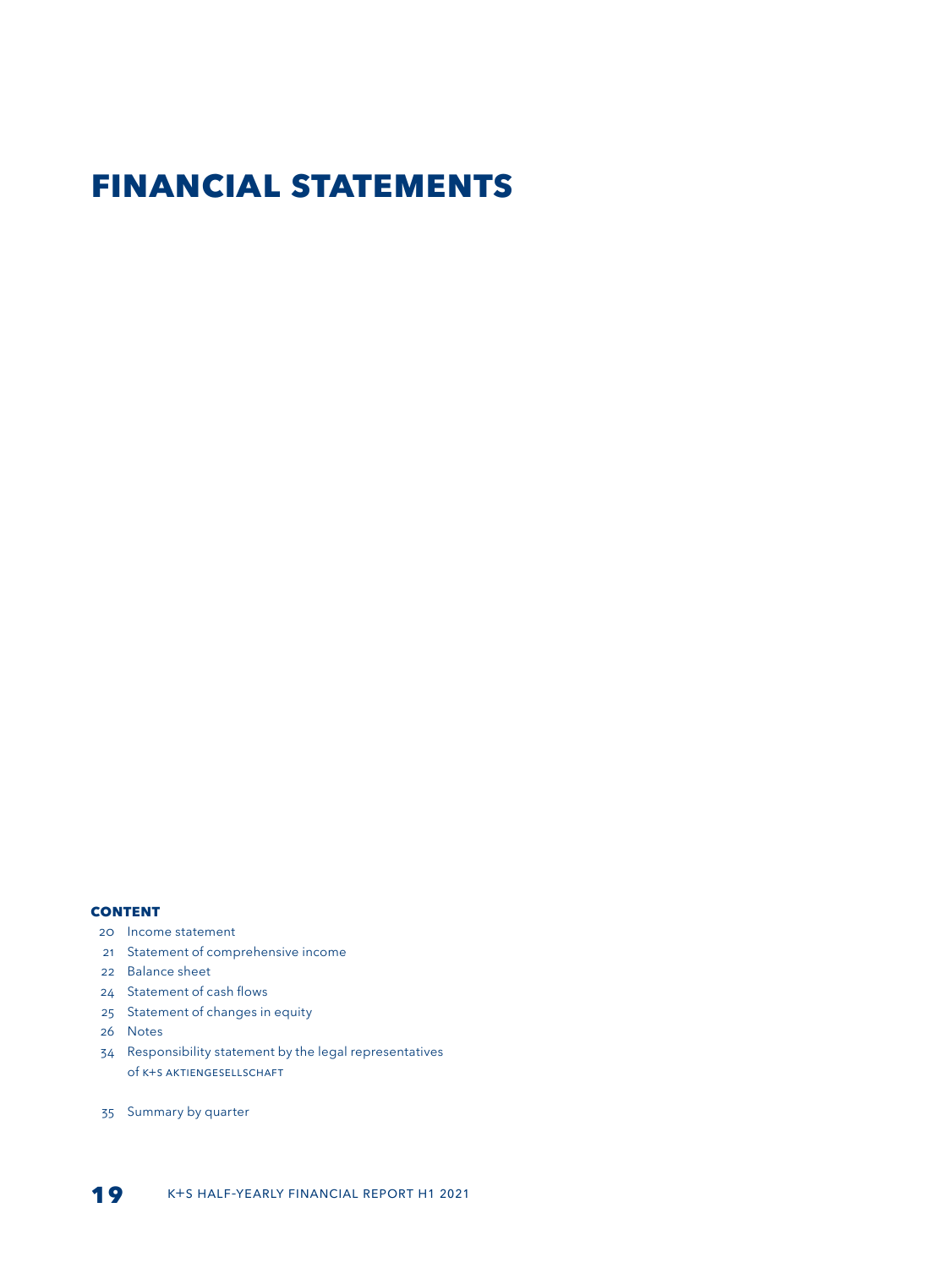# FINANCIAL STATEMENTS

**CONTENT**

- 20 Income statement
- 21 Statement of comprehensive income
- 22 Balance sheet
- 24 Statement of cash flows
- 25 Statement of changes in equity
- 26 Notes
- 34 Responsibility statement by the legal representatives of K+S AKTIENGESELLSCHAFT
- 35 Summary by quarter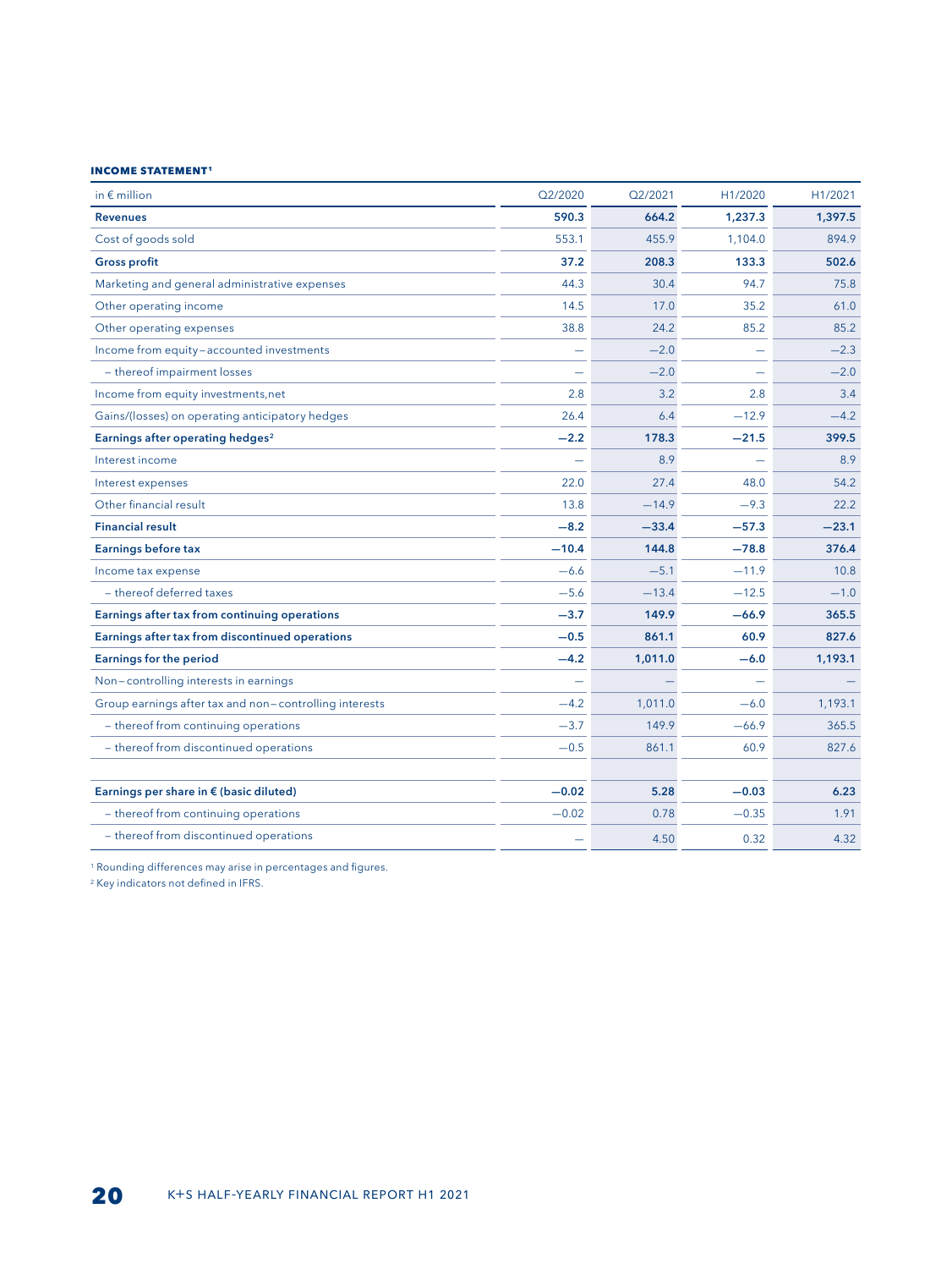#### INCOME STATEMENT[1]

| in € million | Q2/2020 | Q2/2021 | H1/2020 | H1/2021 |
|---|---|---|---|---|
| **Revenues** | **590.3** | **664.2** | **1,237.3** | **1,397.5** |
| Cost of goods sold | 553.1 | 455.9 | 1,104.0 | 894.9 |
| **Gross profit** | **37.2** | **208.3** | **133.3** | **502.6** |
| Marketing and general administrative expenses | 44.3 | 30.4 | 94.7 | 75.8 |
| Other operating income | 14.5 | 17.0 | 35.2 | 61.0 |
| Other operating expenses | 38.8 | 24.2 | 85.2 | 85.2 |
| Income from equity – accounted investments | – | −2.0 | – | −2.3 |
| – thereof impairment losses | – | −2.0 | – | −2.0 |
| Income from equity investments,net | 2.8 | 3.2 | 2.8 | 3.4 |
| Gains/(losses) on operating anticipatory hedges | 26.4 | 6.4 | −12.9 | −4.2 |
| **Earnings after operating hedges[2]** | **−2.2** | **178.3** | **−21.5** | **399.5** |
| Interest income | – | 8.9 | – | 8.9 |
| Interest expenses | 22.0 | 27.4 | 48.0 | 54.2 |
| Other financial result | 13.8 | −14.9 | −9.3 | 22.2 |
| **Financial result** | **−8.2** | **−33.4** | **−57.3** | **−23.1** |
| **Earnings before tax** | **−10.4** | **144.8** | **−78.8** | **376.4** |
| Income tax expense | −6.6 | −5.1 | −11.9 | 10.8 |
| – thereof deferred taxes | −5.6 | −13.4 | −12.5 | −1.0 |
| **Earnings after tax from continuing operations** | **−3.7** | **149.9** | **−66.9** | **365.5** |
| **Earnings after tax from discontinued operations** | **−0.5** | **861.1** | **60.9** | **827.6** |
| **Earnings for the period** | **−4.2** | **1,011.0** | **−6.0** | **1,193.1** |
| Non – controlling interests in earnings | – | – | – | – |
| Group earnings after tax and non – controlling interests | −4.2 | 1,011.0 | −6.0 | 1,193.1 |
| – thereof from continuing operations | −3.7 | 149.9 | −66.9 | 365.5 |
| – thereof from discontinued operations | −0.5 | 861.1 | 60.9 | 827.6 |
| | | | | |
| **Earnings per share in € (basic diluted)** | **−0.02** | **5.28** | **−0.03** | **6.23** |
| – thereof from continuing operations | −0.02 | 0.78 | −0.35 | 1.91 |
| – thereof from discontinued operations | – | 4.50 | 0.32 | 4.32 |

[1] Rounding differences may arise in percentages and figures.

[2] Key indicators not defined in IFRS.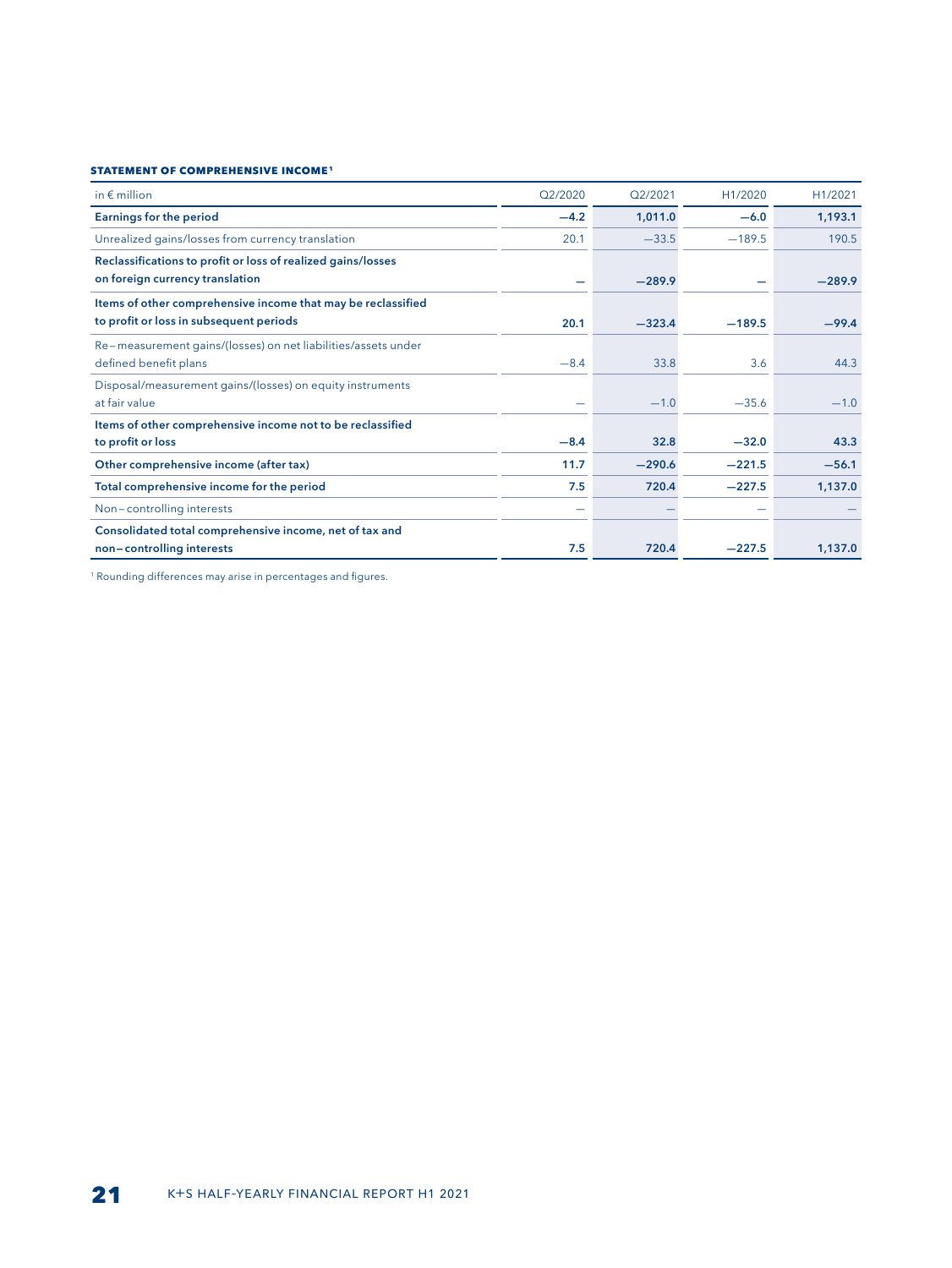**STATEMENT OF COMPREHENSIVE INCOME[1]**

| in € million | Q2/2020 | Q2/2021 | H1/2020 | H1/2021 |
|---|---|---|---|---|
| **Earnings for the period** | **−4.2** | **1,011.0** | **−6.0** | **1,193.1** |
| Unrealized gains/losses from currency translation | 20.1 | −33.5 | −189.5 | 190.5 |
| **Reclassifications to profit or loss of realized gains/losses on foreign currency translation** | **—** | **−289.9** | **—** | **−289.9** |
| **Items of other comprehensive income that may be reclassified to profit or loss in subsequent periods** | **20.1** | **−323.4** | **−189.5** | **−99.4** |
| Re-measurement gains/(losses) on net liabilities/assets under defined benefit plans | −8.4 | 33.8 | 3.6 | 44.3 |
| Disposal/measurement gains/(losses) on equity instruments at fair value | — | −1.0 | −35.6 | −1.0 |
| **Items of other comprehensive income not to be reclassified to profit or loss** | **−8.4** | **32.8** | **−32.0** | **43.3** |
| **Other comprehensive income (after tax)** | **11.7** | **−290.6** | **−221.5** | **−56.1** |
| **Total comprehensive income for the period** | **7.5** | **720.4** | **−227.5** | **1,137.0** |
| Non-controlling interests | — | — | — | — |
| **Consolidated total comprehensive income, net of tax and non-controlling interests** | **7.5** | **720.4** | **−227.5** | **1,137.0** |

[1] Rounding differences may arise in percentages and figures.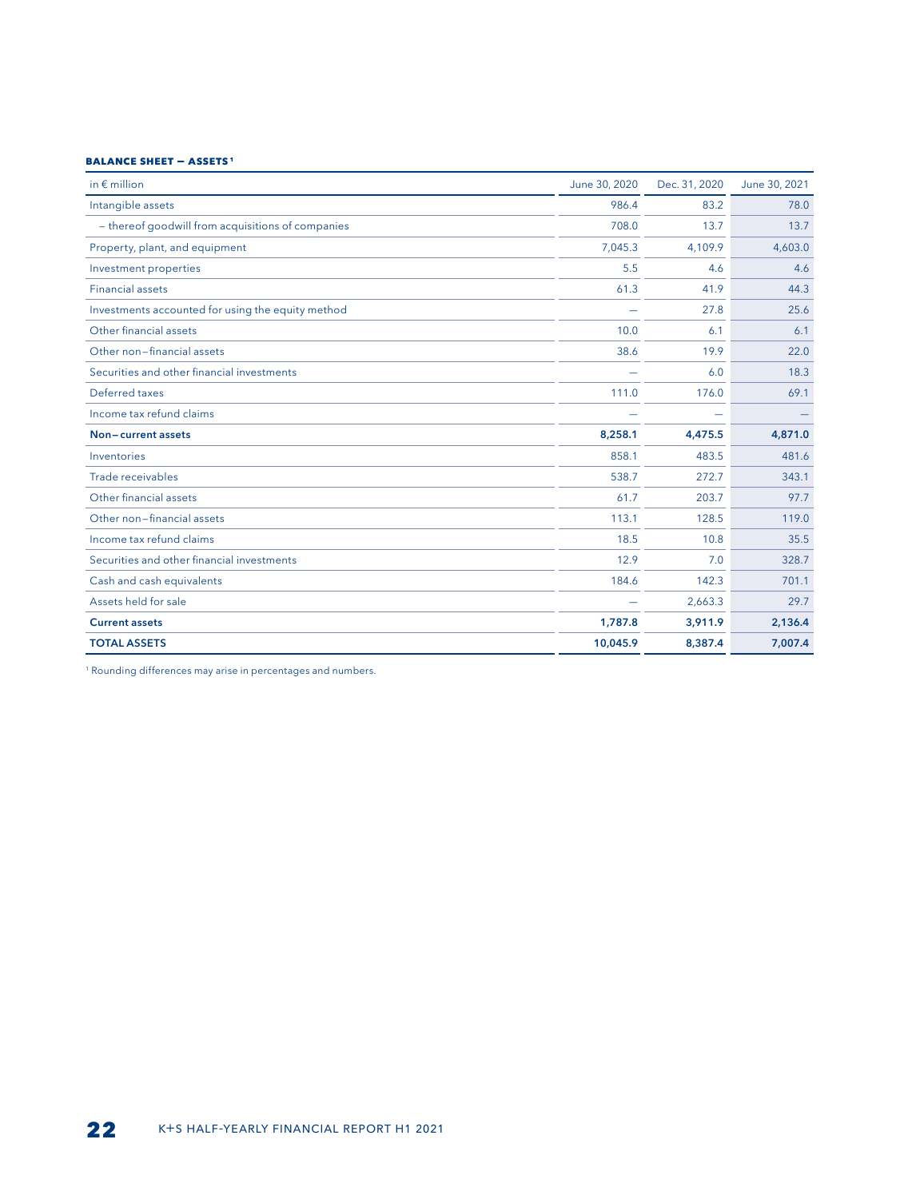**BALANCE SHEET — ASSETS[1]**

| in € million | June 30, 2020 | Dec. 31, 2020 | June 30, 2021 |
|---|---|---|---|
| Intangible assets | 986.4 | 83.2 | 78.0 |
| – thereof goodwill from acquisitions of companies | 708.0 | 13.7 | 13.7 |
| Property, plant, and equipment | 7,045.3 | 4,109.9 | 4,603.0 |
| Investment properties | 5.5 | 4.6 | 4.6 |
| Financial assets | 61.3 | 41.9 | 44.3 |
| Investments accounted for using the equity method | — | 27.8 | 25.6 |
| Other financial assets | 10.0 | 6.1 | 6.1 |
| Other non–financial assets | 38.6 | 19.9 | 22.0 |
| Securities and other financial investments | — | 6.0 | 18.3 |
| Deferred taxes | 111.0 | 176.0 | 69.1 |
| Income tax refund claims | — | — | — |
| **Non–current assets** | **8,258.1** | **4,475.5** | **4,871.0** |
| Inventories | 858.1 | 483.5 | 481.6 |
| Trade receivables | 538.7 | 272.7 | 343.1 |
| Other financial assets | 61.7 | 203.7 | 97.7 |
| Other non–financial assets | 113.1 | 128.5 | 119.0 |
| Income tax refund claims | 18.5 | 10.8 | 35.5 |
| Securities and other financial investments | 12.9 | 7.0 | 328.7 |
| Cash and cash equivalents | 184.6 | 142.3 | 701.1 |
| Assets held for sale | — | 2,663.3 | 29.7 |
| **Current assets** | **1,787.8** | **3,911.9** | **2,136.4** |
| **TOTAL ASSETS** | **10,045.9** | **8,387.4** | **7,007.4** |

[1] Rounding differences may arise in percentages and numbers.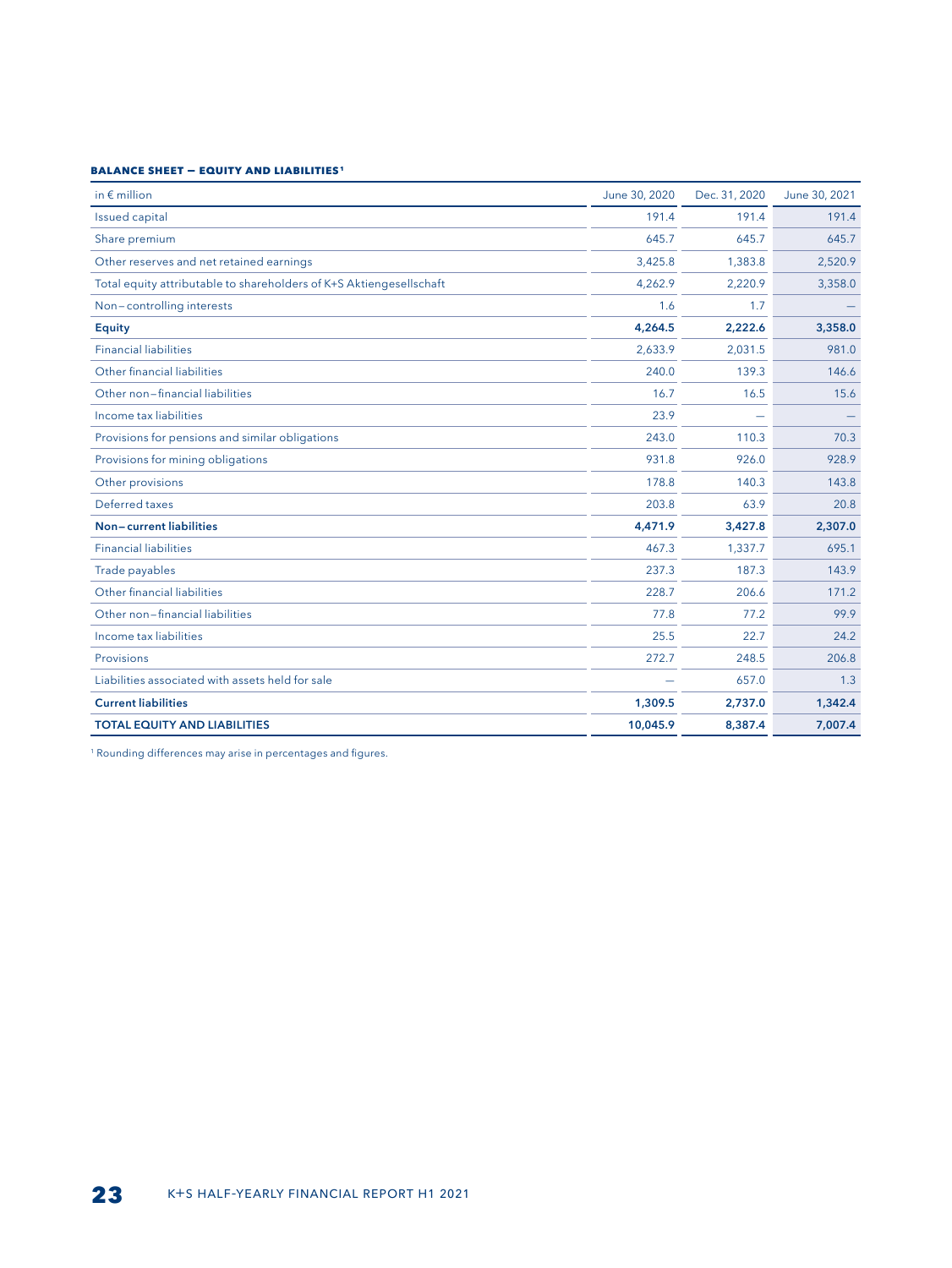**BALANCE SHEET — EQUITY AND LIABILITIES**[1]

| in € million | June 30, 2020 | Dec. 31, 2020 | June 30, 2021 |
|---|---|---|---|
| Issued capital | 191.4 | 191.4 | 191.4 |
| Share premium | 645.7 | 645.7 | 645.7 |
| Other reserves and net retained earnings | 3,425.8 | 1,383.8 | 2,520.9 |
| Total equity attributable to shareholders of K+S Aktiengesellschaft | 4,262.9 | 2,220.9 | 3,358.0 |
| Non–controlling interests | 1.6 | 1.7 | — |
| **Equity** | **4,264.5** | **2,222.6** | **3,358.0** |
| Financial liabilities | 2,633.9 | 2,031.5 | 981.0 |
| Other financial liabilities | 240.0 | 139.3 | 146.6 |
| Other non–financial liabilities | 16.7 | 16.5 | 15.6 |
| Income tax liabilities | 23.9 | — | — |
| Provisions for pensions and similar obligations | 243.0 | 110.3 | 70.3 |
| Provisions for mining obligations | 931.8 | 926.0 | 928.9 |
| Other provisions | 178.8 | 140.3 | 143.8 |
| Deferred taxes | 203.8 | 63.9 | 20.8 |
| **Non–current liabilities** | **4,471.9** | **3,427.8** | **2,307.0** |
| Financial liabilities | 467.3 | 1,337.7 | 695.1 |
| Trade payables | 237.3 | 187.3 | 143.9 |
| Other financial liabilities | 228.7 | 206.6 | 171.2 |
| Other non–financial liabilities | 77.8 | 77.2 | 99.9 |
| Income tax liabilities | 25.5 | 22.7 | 24.2 |
| Provisions | 272.7 | 248.5 | 206.8 |
| Liabilities associated with assets held for sale | — | 657.0 | 1.3 |
| **Current liabilities** | **1,309.5** | **2,737.0** | **1,342.4** |
| **TOTAL EQUITY AND LIABILITIES** | **10,045.9** | **8,387.4** | **7,007.4** |

[1] Rounding differences may arise in percentages and figures.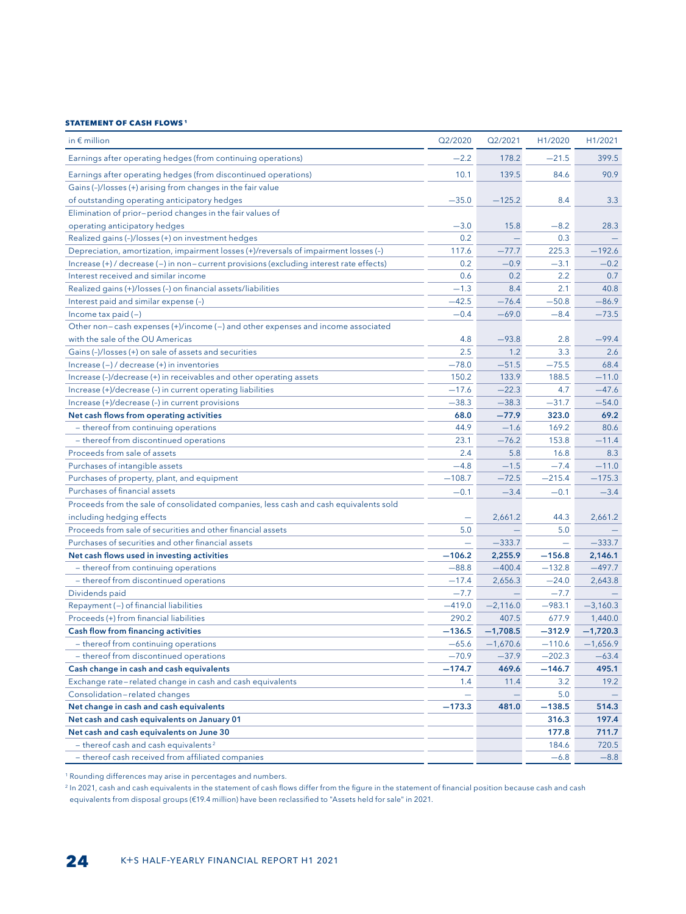**STATEMENT OF CASH FLOWS** [1]

| in € million | Q2/2020 | Q2/2021 | H1/2020 | H1/2021 |
|---|---|---|---|---|
| Earnings after operating hedges (from continuing operations) | −2.2 | 178.2 | −21.5 | 399.5 |
| Earnings after operating hedges (from discontinued operations) | 10.1 | 139.5 | 84.6 | 90.9 |
| Gains (-)/losses (+) arising from changes in the fair value of outstanding operating anticipatory hedges | −35.0 | −125.2 | 8.4 | 3.3 |
| Elimination of prior–period changes in the fair values of operating anticipatory hedges | −3.0 | 15.8 | −8.2 | 28.3 |
| Realized gains (-)/losses (+) on investment hedges | 0.2 | – | 0.3 | – |
| Depreciation, amortization, impairment losses (+)/reversals of impairment losses (-) | 117.6 | −77.7 | 225.3 | −192.6 |
| Increase (+) / decrease (−) in non–current provisions (excluding interest rate effects) | 0.2 | −0.9 | −3.1 | −0.2 |
| Interest received and similar income | 0.6 | 0.2 | 2.2 | 0.7 |
| Realized gains (+)/losses (-) on financial assets/liabilities | −1.3 | 8.4 | 2.1 | 40.8 |
| Interest paid and similar expense (-) | −42.5 | −76.4 | −50.8 | −86.9 |
| Income tax paid (−) | −0.4 | −69.0 | −8.4 | −73.5 |
| Other non–cash expenses (+)/income (−) and other expenses and income associated with the sale of the OU Americas | 4.8 | −93.8 | 2.8 | −99.4 |
| Gains (-)/losses (+) on sale of assets and securities | 2.5 | 1.2 | 3.3 | 2.6 |
| Increase (−) / decrease (+) in inventories | −78.0 | −51.5 | −75.5 | 68.4 |
| Increase (-)/decrease (+) in receivables and other operating assets | 150.2 | 133.9 | 188.5 | −11.0 |
| Increase (+)/decrease (-) in current operating liabilities | −17.6 | −22.3 | 4.7 | −47.6 |
| Increase (+)/decrease (-) in current provisions | −38.3 | −38.3 | −31.7 | −54.0 |
| **Net cash flows from operating activities** | **68.0** | **−77.9** | **323.0** | **69.2** |
| – thereof from continuing operations | 44.9 | −1.6 | 169.2 | 80.6 |
| – thereof from discontinued operations | 23.1 | −76.2 | 153.8 | −11.4 |
| Proceeds from sale of assets | 2.4 | 5.8 | 16.8 | 8.3 |
| Purchases of intangible assets | −4.8 | −1.5 | −7.4 | −11.0 |
| Purchases of property, plant, and equipment | −108.7 | −72.5 | −215.4 | −175.3 |
| Purchases of financial assets | −0.1 | −3.4 | −0.1 | −3.4 |
| Proceeds from the sale of consolidated companies, less cash and cash equivalents sold including hedging effects | – | 2,661.2 | 44.3 | 2,661.2 |
| Proceeds from sale of securities and other financial assets | 5.0 | – | 5.0 | – |
| Purchases of securities and other financial assets | – | −333.7 | – | −333.7 |
| **Net cash flows used in investing activities** | **−106.2** | **2,255.9** | **−156.8** | **2,146.1** |
| – thereof from continuing operations | −88.8 | −400.4 | −132.8 | −497.7 |
| – thereof from discontinued operations | −17.4 | 2,656.3 | −24.0 | 2,643.8 |
| Dividends paid | −7.7 | – | −7.7 | – |
| Repayment (−) of financial liabilities | −419.0 | −2,116.0 | −983.1 | −3,160.3 |
| Proceeds (+) from financial liabilities | 290.2 | 407.5 | 677.9 | 1,440.0 |
| **Cash flow from financing activities** | **−136.5** | **−1,708.5** | **−312.9** | **−1,720.3** |
| – thereof from continuing operations | −65.6 | −1,670.6 | −110.6 | −1,656.9 |
| – thereof from discontinued operations | −70.9 | −37.9 | −202.3 | −63.4 |
| **Cash change in cash and cash equivalents** | **−174.7** | **469.6** | **−146.7** | **495.1** |
| Exchange rate–related change in cash and cash equivalents | 1.4 | 11.4 | 3.2 | 19.2 |
| Consolidation–related changes | – | – | 5.0 | – |
| **Net change in cash and cash equivalents** | **−173.3** | **481.0** | **−138.5** | **514.3** |
| **Net cash and cash equivalents on January 01** | | | **316.3** | **197.4** |
| **Net cash and cash equivalents on June 30** | | | **177.8** | **711.7** |
| – thereof cash and cash equivalents [2] | | | 184.6 | 720.5 |
| – thereof cash received from affiliated companies | | | −6.8 | −8.8 |

[1] Rounding differences may arise in percentages and numbers.

[2] In 2021, cash and cash equivalents in the statement of cash flows differ from the figure in the statement of financial position because cash and cash equivalents from disposal groups (€19.4 million) have been reclassified to "Assets held for sale" in 2021.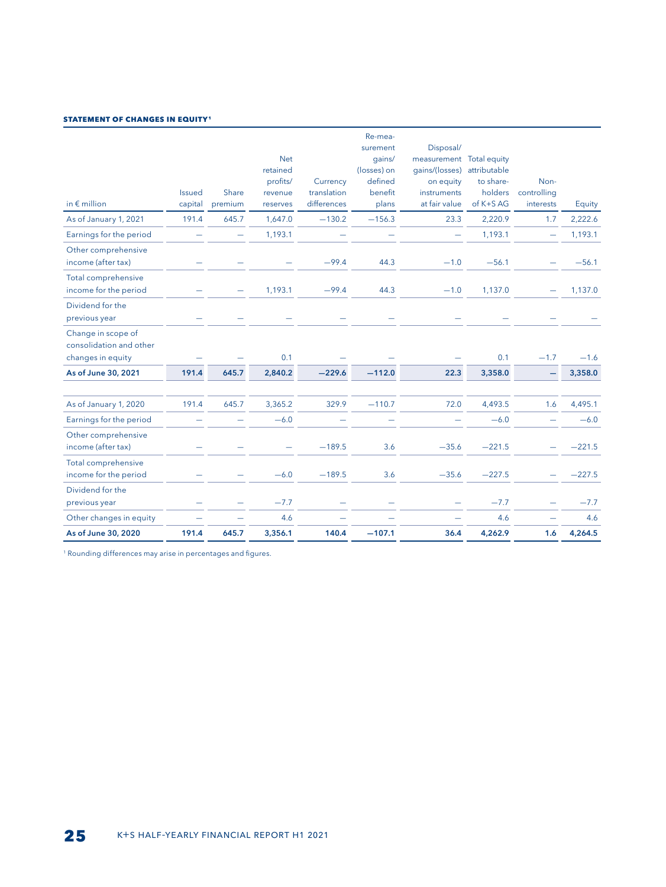**STATEMENT OF CHANGES IN EQUITY[1]**

| in € million | Issued capital | Share premium | Net retained profits/ revenue reserves | Currency translation differences | Re-measurement gains/ (losses) on defined benefit plans | Disposal/ measurement gains/(losses) on equity instruments at fair value | Total equity attributable to shareholders of K+S AG | Non-controlling interests | Equity |
|---|---|---|---|---|---|---|---|---|---|
| As of January 1, 2021 | 191.4 | 645.7 | 1,647.0 | −130.2 | −156.3 | 23.3 | 2,220.9 | 1.7 | 2,222.6 |
| Earnings for the period | – | – | 1,193.1 | – | – | – | 1,193.1 | – | 1,193.1 |
| Other comprehensive income (after tax) | – | – | – | −99.4 | 44.3 | −1.0 | −56.1 | – | −56.1 |
| Total comprehensive income for the period | – | – | 1,193.1 | −99.4 | 44.3 | −1.0 | 1,137.0 | – | 1,137.0 |
| Dividend for the previous year | – | – | – | – | – | – | – | – | – |
| Change in scope of consolidation and other changes in equity | – | – | 0.1 | – | – | – | 0.1 | −1.7 | −1.6 |
| **As of June 30, 2021** | **191.4** | **645.7** | **2,840.2** | **−229.6** | **−112.0** | **22.3** | **3,358.0** | **–** | **3,358.0** |
| | | | | | | | | | |
| As of January 1, 2020 | 191.4 | 645.7 | 3,365.2 | 329.9 | −110.7 | 72.0 | 4,493.5 | 1.6 | 4,495.1 |
| Earnings for the period | – | – | −6.0 | – | – | – | −6.0 | – | −6.0 |
| Other comprehensive income (after tax) | – | – | – | −189.5 | 3.6 | −35.6 | −221.5 | – | −221.5 |
| Total comprehensive income for the period | – | – | −6.0 | −189.5 | 3.6 | −35.6 | −227.5 | – | −227.5 |
| Dividend for the previous year | – | – | −7.7 | – | – | – | −7.7 | – | −7.7 |
| Other changes in equity | – | – | 4.6 | – | – | – | 4.6 | – | 4.6 |
| **As of June 30, 2020** | **191.4** | **645.7** | **3,356.1** | **140.4** | **−107.1** | **36.4** | **4,262.9** | **1.6** | **4,264.5** |

[1] Rounding differences may arise in percentages and figures.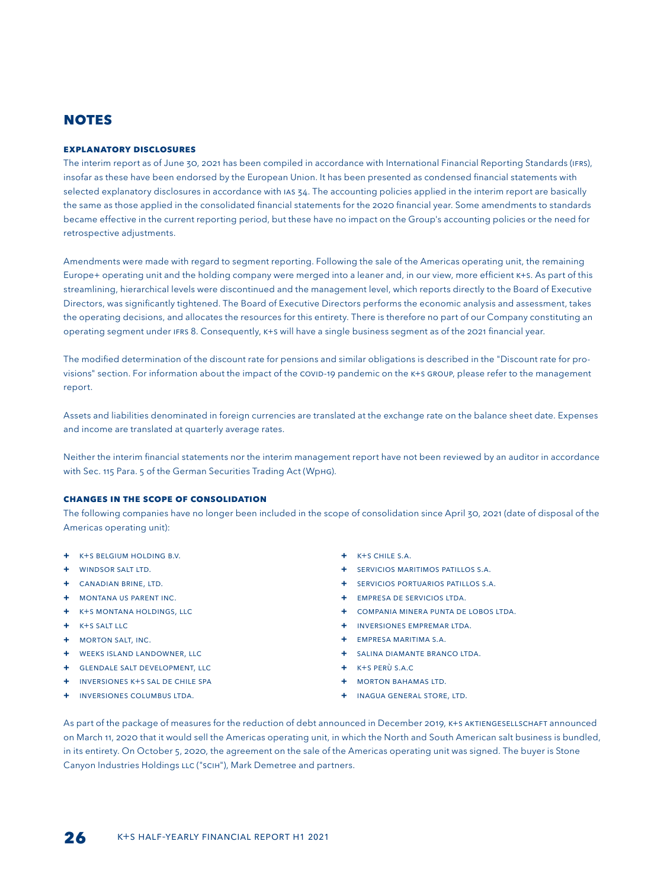# NOTES

## EXPLANATORY DISCLOSURES

The interim report as of June 30, 2021 has been compiled in accordance with International Financial Reporting Standards (IFRS), insofar as these have been endorsed by the European Union. It has been presented as condensed financial statements with selected explanatory disclosures in accordance with IAS 34. The accounting policies applied in the interim report are basically the same as those applied in the consolidated financial statements for the 2020 financial year. Some amendments to standards became effective in the current reporting period, but these have no impact on the Group's accounting policies or the need for retrospective adjustments.

Amendments were made with regard to segment reporting. Following the sale of the Americas operating unit, the remaining Europe+ operating unit and the holding company were merged into a leaner and, in our view, more efficient K+S. As part of this streamlining, hierarchical levels were discontinued and the management level, which reports directly to the Board of Executive Directors, was significantly tightened. The Board of Executive Directors performs the economic analysis and assessment, takes the operating decisions, and allocates the resources for this entirety. There is therefore no part of our Company constituting an operating segment under IFRS 8. Consequently, K+S will have a single business segment as of the 2021 financial year.

The modified determination of the discount rate for pensions and similar obligations is described in the "Discount rate for provisions" section. For information about the impact of the COVID-19 pandemic on the K+S GROUP, please refer to the management report.

Assets and liabilities denominated in foreign currencies are translated at the exchange rate on the balance sheet date. Expenses and income are translated at quarterly average rates.

Neither the interim financial statements nor the interim management report have not been reviewed by an auditor in accordance with Sec. 115 Para. 5 of the German Securities Trading Act (WpHG).

## CHANGES IN THE SCOPE OF CONSOLIDATION

The following companies have no longer been included in the scope of consolidation since April 30, 2021 (date of disposal of the Americas operating unit):

- K+S BELGIUM HOLDING B.V.
- WINDSOR SALT LTD.
- CANADIAN BRINE, LTD.
- MONTANA US PARENT INC.
- K+S MONTANA HOLDINGS, LLC
- K+S SALT LLC
- MORTON SALT, INC.
- WEEKS ISLAND LANDOWNER, LLC
- GLENDALE SALT DEVELOPMENT, LLC
- INVERSIONES K+S SAL DE CHILE SPA
- INVERSIONES COLUMBUS LTDA.
- K+S CHILE S.A.
- SERVICIOS MARITIMOS PATILLOS S.A.
- SERVICIOS PORTUARIOS PATILLOS S.A.
- EMPRESA DE SERVICIOS LTDA.
- COMPANIA MINERA PUNTA DE LOBOS LTDA.
- INVERSIONES EMPREMAR LTDA.
- EMPRESA MARITIMA S.A.
- SALINA DIAMANTE BRANCO LTDA.
- K+S PERÙ S.A.C
- MORTON BAHAMAS LTD.
- INAGUA GENERAL STORE, LTD.

As part of the package of measures for the reduction of debt announced in December 2019, K+S AKTIENGESELLSCHAFT announced on March 11, 2020 that it would sell the Americas operating unit, in which the North and South American salt business is bundled, in its entirety. On October 5, 2020, the agreement on the sale of the Americas operating unit was signed. The buyer is Stone Canyon Industries Holdings LLC ("SCIH"), Mark Demetree and partners.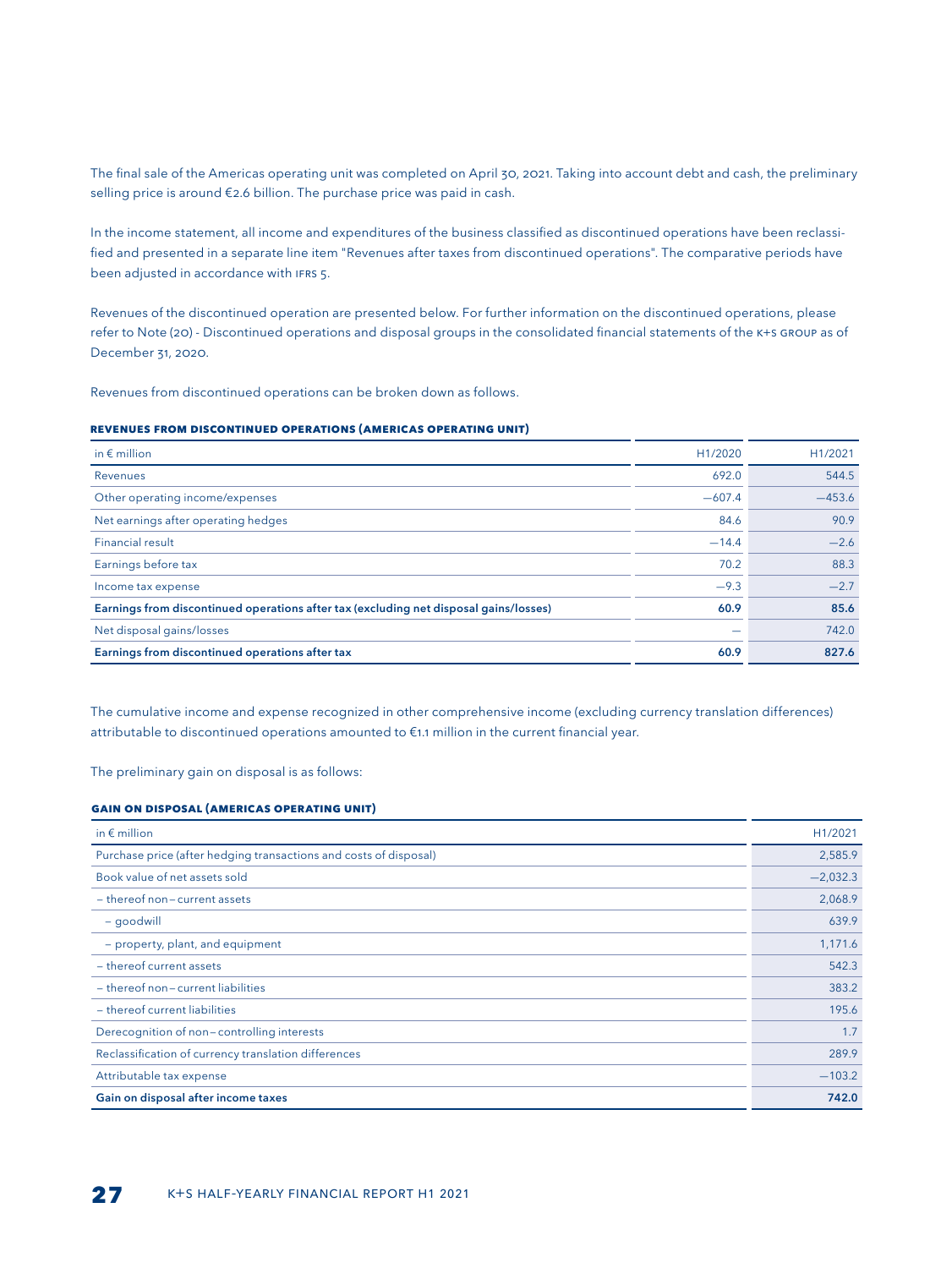The final sale of the Americas operating unit was completed on April 30, 2021. Taking into account debt and cash, the preliminary selling price is around €2.6 billion. The purchase price was paid in cash.

In the income statement, all income and expenditures of the business classified as discontinued operations have been reclassified and presented in a separate line item "Revenues after taxes from discontinued operations". The comparative periods have been adjusted in accordance with IFRS 5.

Revenues of the discontinued operation are presented below. For further information on the discontinued operations, please refer to Note (20) - Discontinued operations and disposal groups in the consolidated financial statements of the K+S GROUP as of December 31, 2020.

Revenues from discontinued operations can be broken down as follows.

**REVENUES FROM DISCONTINUED OPERATIONS (AMERICAS OPERATING UNIT)**

| in € million | H1/2020 | H1/2021 |
|---|---|---|
| Revenues | 692.0 | 544.5 |
| Other operating income/expenses | −607.4 | −453.6 |
| Net earnings after operating hedges | 84.6 | 90.9 |
| Financial result | −14.4 | −2.6 |
| Earnings before tax | 70.2 | 88.3 |
| Income tax expense | −9.3 | −2.7 |
| **Earnings from discontinued operations after tax (excluding net disposal gains/losses)** | **60.9** | **85.6** |
| Net disposal gains/losses | – | 742.0 |
| **Earnings from discontinued operations after tax** | **60.9** | **827.6** |

The cumulative income and expense recognized in other comprehensive income (excluding currency translation differences) attributable to discontinued operations amounted to €1.1 million in the current financial year.

The preliminary gain on disposal is as follows:

**GAIN ON DISPOSAL (AMERICAS OPERATING UNIT)**

| in € million | H1/2021 |
|---|---|
| Purchase price (after hedging transactions and costs of disposal) | 2,585.9 |
| Book value of net assets sold | −2,032.3 |
| – thereof non–current assets | 2,068.9 |
| – goodwill | 639.9 |
| – property, plant, and equipment | 1,171.6 |
| – thereof current assets | 542.3 |
| – thereof non–current liabilities | 383.2 |
| – thereof current liabilities | 195.6 |
| Derecognition of non–controlling interests | 1.7 |
| Reclassification of currency translation differences | 289.9 |
| Attributable tax expense | −103.2 |
| **Gain on disposal after income taxes** | **742.0** |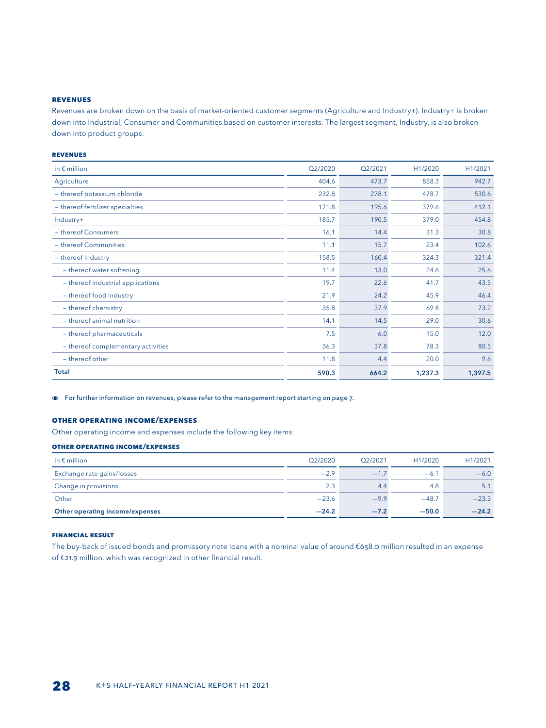### REVENUES

Revenues are broken down on the basis of market-oriented customer segments (Agriculture and Industry+). Industry+ is broken down into Industrial, Consumer and Communities based on customer interests. The largest segment, Industry, is also broken down into product groups.

#### REVENUES

| in € million | Q2/2020 | Q2/2021 | H1/2020 | H1/2021 |
|---|---|---|---|---|
| Agriculture | 404.6 | 473.7 | 858.3 | 942.7 |
| – thereof potassium chloride | 232.8 | 278.1 | 478.7 | 530.6 |
| – thereof fertilizer specialties | 171.8 | 195.6 | 379.6 | 412.1 |
| Industry+ | 185.7 | 190.5 | 379.0 | 454.8 |
| – thereof Consumers | 16.1 | 14.4 | 31.3 | 30.8 |
| – thereof Communities | 11.1 | 15.7 | 23.4 | 102.6 |
| – thereof Industry | 158.5 | 160.4 | 324.3 | 321.4 |
| – thereof water softening | 11.4 | 13.0 | 24.6 | 25.6 |
| – thereof industrial applications | 19.7 | 22.6 | 41.7 | 43.5 |
| – thereof food industry | 21.9 | 24.2 | 45.9 | 46.4 |
| – thereof chemistry | 35.8 | 37.9 | 69.8 | 73.2 |
| – thereof animal nutrition | 14.1 | 14.5 | 29.0 | 30.6 |
| – thereof pharmaceuticals | 7.5 | 6.0 | 15.0 | 12.0 |
| – thereof complementary activities | 36.3 | 37.8 | 78.3 | 80.5 |
| – thereof other | 11.8 | 4.4 | 20.0 | 9.6 |
| **Total** | **590.3** | **664.2** | **1,237.3** | **1,397.5** |

For further information on revenues, please refer to the management report starting on page 7.

### OTHER OPERATING INCOME/EXPENSES

Other operating income and expenses include the following key items:

#### OTHER OPERATING INCOME/EXPENSES

| in € million | Q2/2020 | Q2/2021 | H1/2020 | H1/2021 |
|---|---|---|---|---|
| Exchange rate gains/losses | −2.9 | −1.7 | −6.1 | −6.0 |
| Change in provisions | 2.3 | 4.4 | 4.8 | 5.1 |
| Other | −23.6 | −9.9 | −48.7 | −23.3 |
| **Other operating income/expenses** | **−24.2** | **−7.2** | **−50.0** | **−24.2** |

### FINANCIAL RESULT

The buy-back of issued bonds and promissory note loans with a nominal value of around €638.0 million resulted in an expense of €21.9 million, which was recognized in other financial result.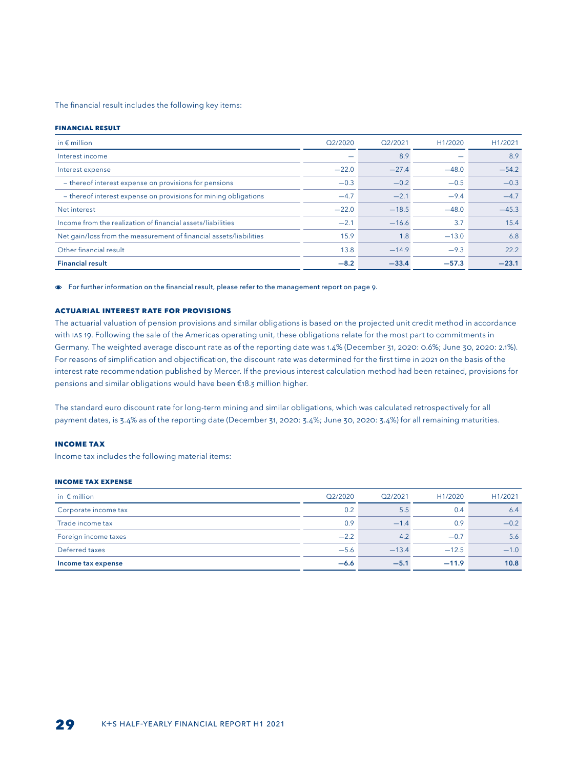The financial result includes the following key items:

#### FINANCIAL RESULT

| in € million | Q2/2020 | Q2/2021 | H1/2020 | H1/2021 |
|---|---|---|---|---|
| Interest income | — | 8.9 | — | 8.9 |
| Interest expense | −22.0 | −27.4 | −48.0 | −54.2 |
| – thereof interest expense on provisions for pensions | −0.3 | −0.2 | −0.5 | −0.3 |
| – thereof interest expense on provisions for mining obligations | −4.7 | −2.1 | −9.4 | −4.7 |
| Net interest | −22.0 | −18.5 | −48.0 | −45.3 |
| Income from the realization of financial assets/liabilities | −2.1 | −16.6 | 3.7 | 15.4 |
| Net gain/loss from the measurement of financial assets/liabilities | 15.9 | 1.8 | −13.0 | 6.8 |
| Other financial result | 13.8 | −14.9 | −9.3 | 22.2 |
| **Financial result** | **−8.2** | **−33.4** | **−57.3** | **−23.1** |

For further information on the financial result, please refer to the management report on page 9.

#### ACTUARIAL INTEREST RATE FOR PROVISIONS

The actuarial valuation of pension provisions and similar obligations is based on the projected unit credit method in accordance with IAS 19. Following the sale of the Americas operating unit, these obligations relate for the most part to commitments in Germany. The weighted average discount rate as of the reporting date was 1.4% (December 31, 2020: 0.6%; June 30, 2020: 2.1%). For reasons of simplification and objectification, the discount rate was determined for the first time in 2021 on the basis of the interest rate recommendation published by Mercer. If the previous interest calculation method had been retained, provisions for pensions and similar obligations would have been €18.3 million higher.

The standard euro discount rate for long-term mining and similar obligations, which was calculated retrospectively for all payment dates, is 3.4% as of the reporting date (December 31, 2020: 3.4%; June 30, 2020: 3.4%) for all remaining maturities.

#### INCOME TAX

Income tax includes the following material items:

#### INCOME TAX EXPENSE

| in € million | Q2/2020 | Q2/2021 | H1/2020 | H1/2021 |
|---|---|---|---|---|
| Corporate income tax | 0.2 | 5.5 | 0.4 | 6.4 |
| Trade income tax | 0.9 | −1.4 | 0.9 | −0.2 |
| Foreign income taxes | −2.2 | 4.2 | −0.7 | 5.6 |
| Deferred taxes | −5.6 | −13.4 | −12.5 | −1.0 |
| **Income tax expense** | **−6.6** | **−5.1** | **−11.9** | **10.8** |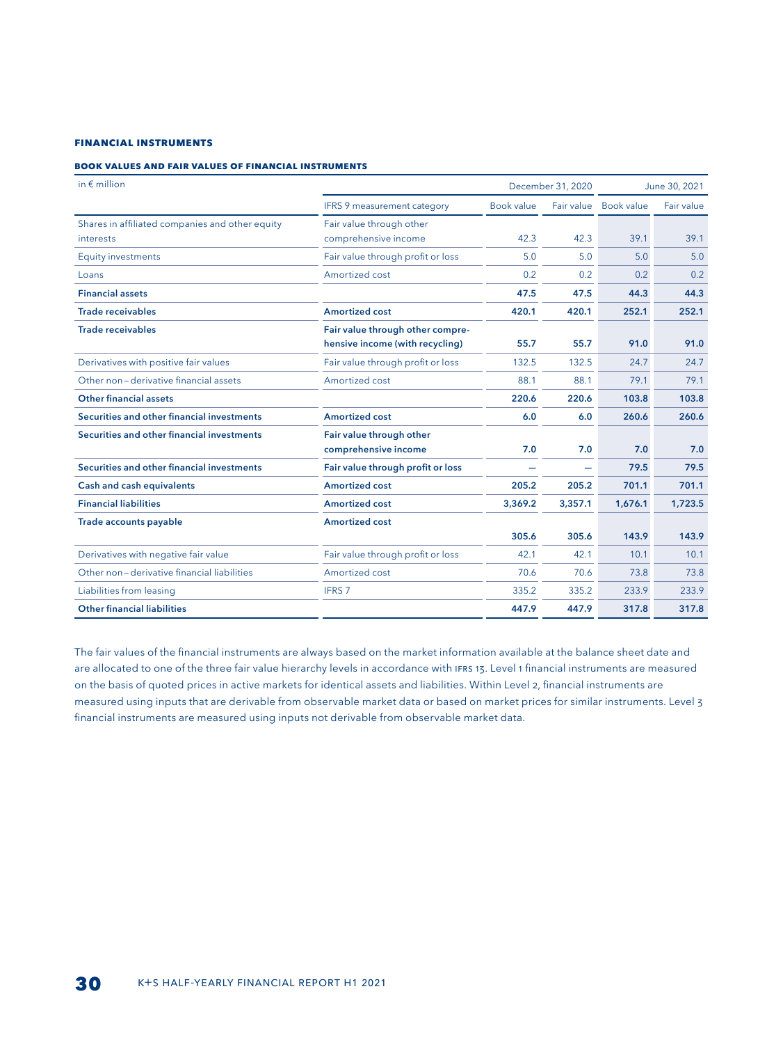#### FINANCIAL INSTRUMENTS

##### BOOK VALUES AND FAIR VALUES OF FINANCIAL INSTRUMENTS

| in € million | | December 31, 2020 | | June 30, 2021 | |
|---|---|---|---|---|---|
| | IFRS 9 measurement category | Book value | Fair value | Book value | Fair value |
| Shares in affiliated companies and other equity interests | Fair value through other comprehensive income | 42.3 | 42.3 | 39.1 | 39.1 |
| Equity investments | Fair value through profit or loss | 5.0 | 5.0 | 5.0 | 5.0 |
| Loans | Amortized cost | 0.2 | 0.2 | 0.2 | 0.2 |
| **Financial assets** | | **47.5** | **47.5** | **44.3** | **44.3** |
| **Trade receivables** | **Amortized cost** | **420.1** | **420.1** | **252.1** | **252.1** |
| **Trade receivables** | **Fair value through other comprehensive income (with recycling)** | **55.7** | **55.7** | **91.0** | **91.0** |
| Derivatives with positive fair values | Fair value through profit or loss | 132.5 | 132.5 | 24.7 | 24.7 |
| Other non-derivative financial assets | Amortized cost | 88.1 | 88.1 | 79.1 | 79.1 |
| **Other financial assets** | | **220.6** | **220.6** | **103.8** | **103.8** |
| **Securities and other financial investments** | **Amortized cost** | **6.0** | **6.0** | **260.6** | **260.6** |
| **Securities and other financial investments** | **Fair value through other comprehensive income** | **7.0** | **7.0** | **7.0** | **7.0** |
| **Securities and other financial investments** | **Fair value through profit or loss** | **–** | **–** | **79.5** | **79.5** |
| **Cash and cash equivalents** | **Amortized cost** | **205.2** | **205.2** | **701.1** | **701.1** |
| **Financial liabilities** | **Amortized cost** | **3,369.2** | **3,357.1** | **1,676.1** | **1,723.5** |
| **Trade accounts payable** | **Amortized cost** | **305.6** | **305.6** | **143.9** | **143.9** |
| Derivatives with negative fair value | Fair value through profit or loss | 42.1 | 42.1 | 10.1 | 10.1 |
| Other non-derivative financial liabilities | Amortized cost | 70.6 | 70.6 | 73.8 | 73.8 |
| Liabilities from leasing | IFRS 7 | 335.2 | 335.2 | 233.9 | 233.9 |
| **Other financial liabilities** | | **447.9** | **447.9** | **317.8** | **317.8** |

The fair values of the financial instruments are always based on the market information available at the balance sheet date and are allocated to one of the three fair value hierarchy levels in accordance with IFRS 13. Level 1 financial instruments are measured on the basis of quoted prices in active markets for identical assets and liabilities. Within Level 2, financial instruments are measured using inputs that are derivable from observable market data or based on market prices for similar instruments. Level 3 financial instruments are measured using inputs not derivable from observable market data.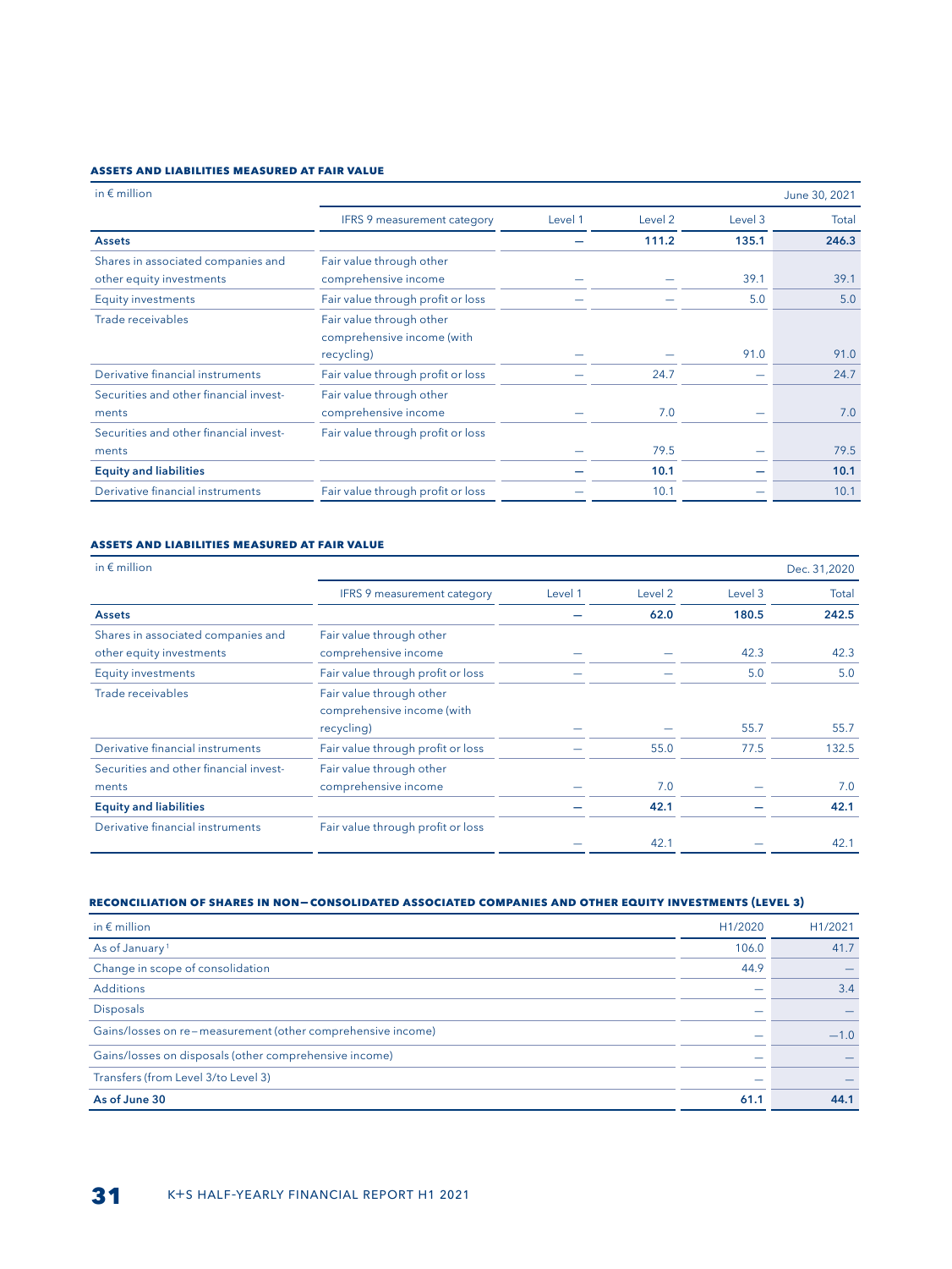#### ASSETS AND LIABILITIES MEASURED AT FAIR VALUE

| in € million | | | | | June 30, 2021 |
|---|---|---|---|---|---|
| | IFRS 9 measurement category | Level 1 | Level 2 | Level 3 | Total |
| **Assets** | | **—** | **111.2** | **135.1** | **246.3** |
| Shares in associated companies and other equity investments | Fair value through other comprehensive income | — | — | 39.1 | 39.1 |
| Equity investments | Fair value through profit or loss | — | — | 5.0 | 5.0 |
| Trade receivables | Fair value through other comprehensive income (with recycling) | — | — | 91.0 | 91.0 |
| Derivative financial instruments | Fair value through profit or loss | — | 24.7 | — | 24.7 |
| Securities and other financial investments | Fair value through other comprehensive income | — | 7.0 | — | 7.0 |
| Securities and other financial investments | Fair value through profit or loss | — | 79.5 | — | 79.5 |
| **Equity and liabilities** | | **—** | **10.1** | **—** | **10.1** |
| Derivative financial instruments | Fair value through profit or loss | — | 10.1 | — | 10.1 |

#### ASSETS AND LIABILITIES MEASURED AT FAIR VALUE

| in € million | | | | | Dec. 31,2020 |
|---|---|---|---|---|---|
| | IFRS 9 measurement category | Level 1 | Level 2 | Level 3 | Total |
| **Assets** | | **—** | **62.0** | **180.5** | **242.5** |
| Shares in associated companies and other equity investments | Fair value through other comprehensive income | — | — | 42.3 | 42.3 |
| Equity investments | Fair value through profit or loss | — | — | 5.0 | 5.0 |
| Trade receivables | Fair value through other comprehensive income (with recycling) | — | — | 55.7 | 55.7 |
| Derivative financial instruments | Fair value through profit or loss | — | 55.0 | 77.5 | 132.5 |
| Securities and other financial investments | Fair value through other comprehensive income | — | 7.0 | — | 7.0 |
| **Equity and liabilities** | | **—** | **42.1** | **—** | **42.1** |
| Derivative financial instruments | Fair value through profit or loss | — | 42.1 | — | 42.1 |

#### RECONCILIATION OF SHARES IN NON—CONSOLIDATED ASSOCIATED COMPANIES AND OTHER EQUITY INVESTMENTS (LEVEL 3)

| in € million | H1/2020 | H1/2021 |
|---|---|---|
| As of January[1] | 106.0 | 41.7 |
| Change in scope of consolidation | 44.9 | — |
| Additions | — | 3.4 |
| Disposals | — | — |
| Gains/losses on re-measurement (other comprehensive income) | — | −1.0 |
| Gains/losses on disposals (other comprehensive income) | — | — |
| Transfers (from Level 3/to Level 3) | — | — |
| **As of June 30** | **61.1** | **44.1** |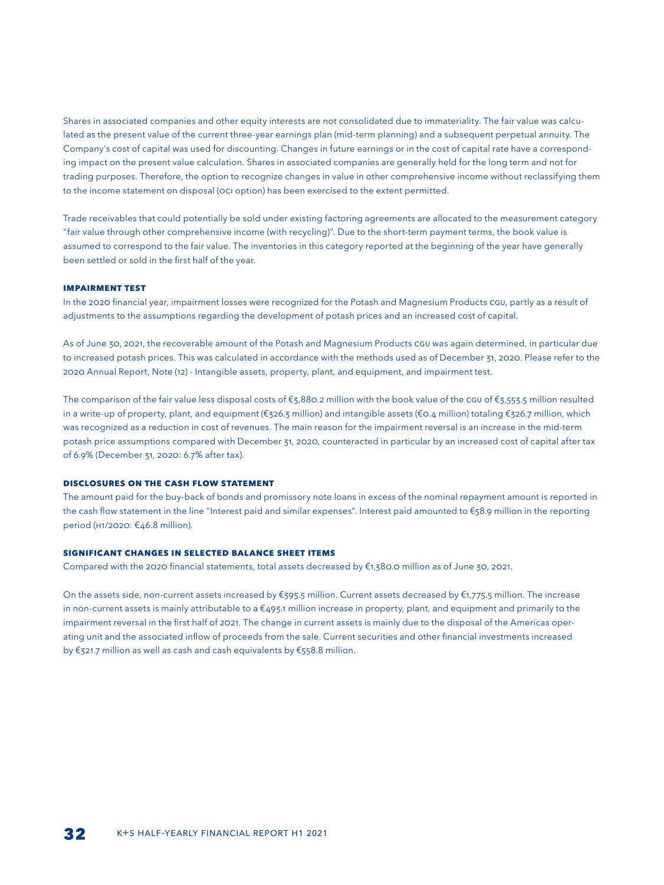Shares in associated companies and other equity interests are not consolidated due to immateriality. The fair value was calculated as the present value of the current three-year earnings plan (mid-term planning) and a subsequent perpetual annuity. The Company's cost of capital was used for discounting. Changes in future earnings or in the cost of capital rate have a corresponding impact on the present value calculation. Shares in associated companies are generally held for the long term and not for trading purposes. Therefore, the option to recognize changes in value in other comprehensive income without reclassifying them to the income statement on disposal (OCI option) has been exercised to the extent permitted.

Trade receivables that could potentially be sold under existing factoring agreements are allocated to the measurement category "fair value through other comprehensive income (with recycling)". Due to the short-term payment terms, the book value is assumed to correspond to the fair value. The inventories in this category reported at the beginning of the year have generally been settled or sold in the first half of the year.

### IMPAIRMENT TEST

In the 2020 financial year, impairment losses were recognized for the Potash and Magnesium Products CGU, partly as a result of adjustments to the assumptions regarding the development of potash prices and an increased cost of capital.

As of June 30, 2021, the recoverable amount of the Potash and Magnesium Products CGU was again determined, in particular due to increased potash prices. This was calculated in accordance with the methods used as of December 31, 2020. Please refer to the 2020 Annual Report, Note (12) - Intangible assets, property, plant, and equipment, and impairment test.

The comparison of the fair value less disposal costs of €3,880.2 million with the book value of the CGU of €3,553.5 million resulted in a write-up of property, plant, and equipment (€326.3 million) and intangible assets (€0.4 million) totaling €326.7 million, which was recognized as a reduction in cost of revenues. The main reason for the impairment reversal is an increase in the mid-term potash price assumptions compared with December 31, 2020, counteracted in particular by an increased cost of capital after tax of 6.9% (December 31, 2020: 6.7% after tax).

### DISCLOSURES ON THE CASH FLOW STATEMENT

The amount paid for the buy-back of bonds and promissory note loans in excess of the nominal repayment amount is reported in the cash flow statement in the line "Interest paid and similar expenses". Interest paid amounted to €58.9 million in the reporting period (H1/2020: €46.8 million).

### SIGNIFICANT CHANGES IN SELECTED BALANCE SHEET ITEMS

Compared with the 2020 financial statements, total assets decreased by €1,380.0 million as of June 30, 2021.

On the assets side, non-current assets increased by €395.5 million. Current assets decreased by €1,775.5 million. The increase in non-current assets is mainly attributable to a €493.1 million increase in property, plant, and equipment and primarily to the impairment reversal in the first half of 2021. The change in current assets is mainly due to the disposal of the Americas operating unit and the associated inflow of proceeds from the sale. Current securities and other financial investments increased by €321.7 million as well as cash and cash equivalents by €558.8 million.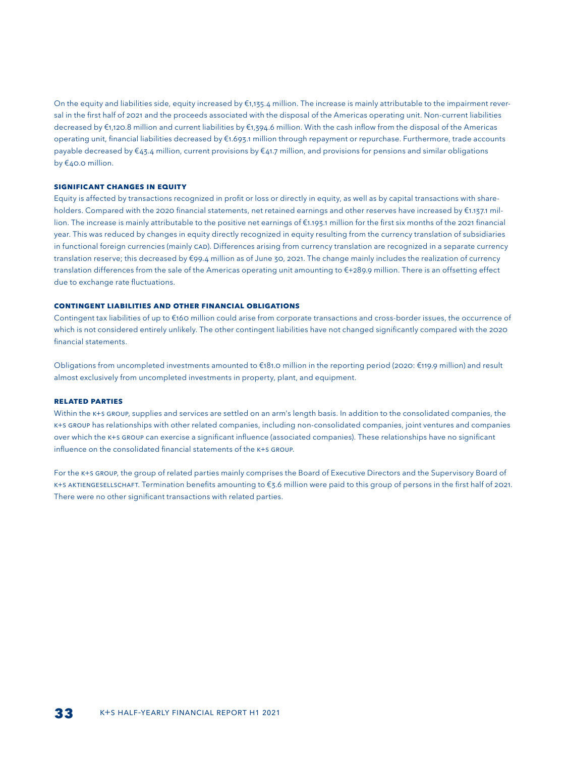On the equity and liabilities side, equity increased by €1,135.4 million. The increase is mainly attributable to the impairment reversal in the first half of 2021 and the proceeds associated with the disposal of the Americas operating unit. Non-current liabilities decreased by €1,120.8 million and current liabilities by €1,394.6 million. With the cash inflow from the disposal of the Americas operating unit, financial liabilities decreased by €1.693.1 million through repayment or repurchase. Furthermore, trade accounts payable decreased by €43.4 million, current provisions by €41.7 million, and provisions for pensions and similar obligations by €40.0 million.

### SIGNIFICANT CHANGES IN EQUITY

Equity is affected by transactions recognized in profit or loss or directly in equity, as well as by capital transactions with shareholders. Compared with the 2020 financial statements, net retained earnings and other reserves have increased by €1.137.1 million. The increase is mainly attributable to the positive net earnings of €1.193.1 million for the first six months of the 2021 financial year. This was reduced by changes in equity directly recognized in equity resulting from the currency translation of subsidiaries in functional foreign currencies (mainly CAD). Differences arising from currency translation are recognized in a separate currency translation reserve; this decreased by €99.4 million as of June 30, 2021. The change mainly includes the realization of currency translation differences from the sale of the Americas operating unit amounting to €+289.9 million. There is an offsetting effect due to exchange rate fluctuations.

### CONTINGENT LIABILITIES AND OTHER FINANCIAL OBLIGATIONS

Contingent tax liabilities of up to €160 million could arise from corporate transactions and cross-border issues, the occurrence of which is not considered entirely unlikely. The other contingent liabilities have not changed significantly compared with the 2020 financial statements.

Obligations from uncompleted investments amounted to €181.0 million in the reporting period (2020: €119.9 million) and result almost exclusively from uncompleted investments in property, plant, and equipment.

### RELATED PARTIES

Within the K+S GROUP, supplies and services are settled on an arm's length basis. In addition to the consolidated companies, the K+S GROUP has relationships with other related companies, including non-consolidated companies, joint ventures and companies over which the K+S GROUP can exercise a significant influence (associated companies). These relationships have no significant influence on the consolidated financial statements of the K+S GROUP.

For the K+S GROUP, the group of related parties mainly comprises the Board of Executive Directors and the Supervisory Board of K+S AKTIENGESELLSCHAFT. Termination benefits amounting to €3.6 million were paid to this group of persons in the first half of 2021. There were no other significant transactions with related parties.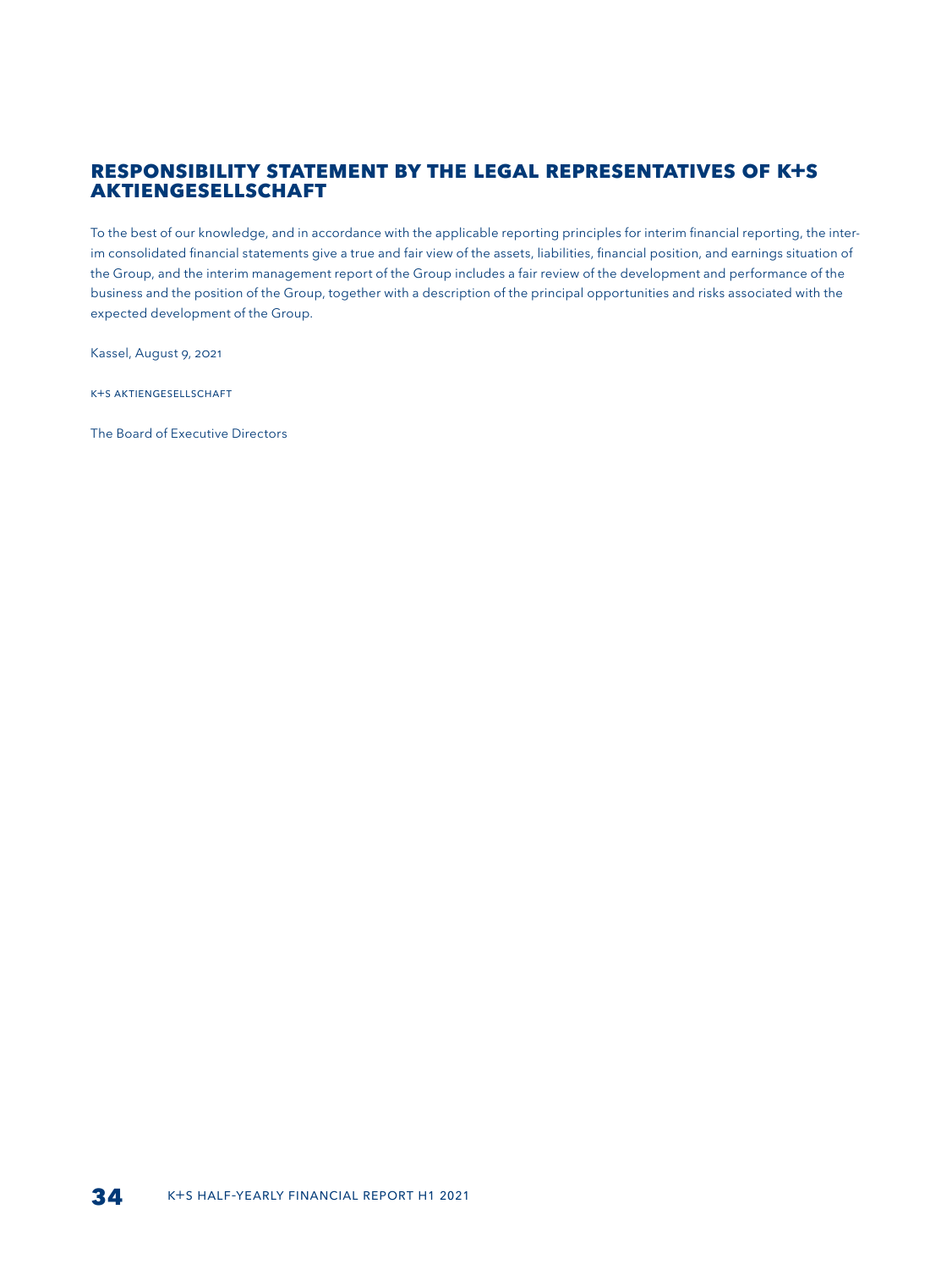# RESPONSIBILITY STATEMENT BY THE LEGAL REPRESENTATIVES OF K+S AKTIENGESELLSCHAFT

To the best of our knowledge, and in accordance with the applicable reporting principles for interim financial reporting, the interim consolidated financial statements give a true and fair view of the assets, liabilities, financial position, and earnings situation of the Group, and the interim management report of the Group includes a fair review of the development and performance of the business and the position of the Group, together with a description of the principal opportunities and risks associated with the expected development of the Group.

Kassel, August 9, 2021

K+S AKTIENGESELLSCHAFT

The Board of Executive Directors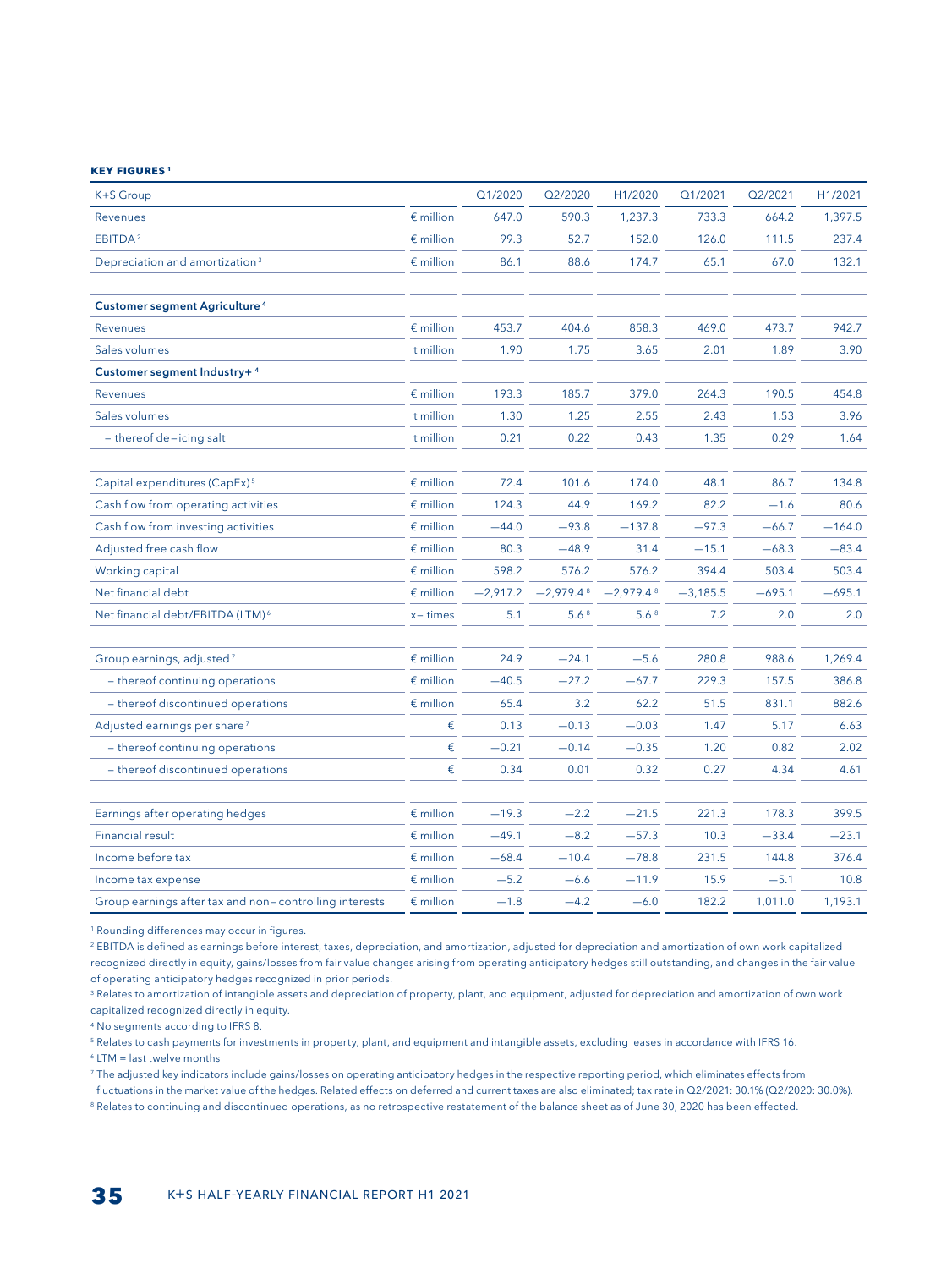**KEY FIGURES**[1]

| K+S Group | | Q1/2020 | Q2/2020 | H1/2020 | Q1/2021 | Q2/2021 | H1/2021 |
|---|---|---|---|---|---|---|---|
| Revenues | € million | 647.0 | 590.3 | 1,237.3 | 733.3 | 664.2 | 1,397.5 |
| EBITDA[2] | € million | 99.3 | 52.7 | 152.0 | 126.0 | 111.5 | 237.4 |
| Depreciation and amortization[3] | € million | 86.1 | 88.6 | 174.7 | 65.1 | 67.0 | 132.1 |
| | | | | | | | |
| **Customer segment Agriculture**[4] | | | | | | | |
| Revenues | € million | 453.7 | 404.6 | 858.3 | 469.0 | 473.7 | 942.7 |
| Sales volumes | t million | 1.90 | 1.75 | 3.65 | 2.01 | 1.89 | 3.90 |
| **Customer segment Industry+**[4] | | | | | | | |
| Revenues | € million | 193.3 | 185.7 | 379.0 | 264.3 | 190.5 | 454.8 |
| Sales volumes | t million | 1.30 | 1.25 | 2.55 | 2.43 | 1.53 | 3.96 |
| – thereof de–icing salt | t million | 0.21 | 0.22 | 0.43 | 1.35 | 0.29 | 1.64 |
| | | | | | | | |
| Capital expenditures (CapEx)[5] | € million | 72.4 | 101.6 | 174.0 | 48.1 | 86.7 | 134.8 |
| Cash flow from operating activities | € million | 124.3 | 44.9 | 169.2 | 82.2 | –1.6 | 80.6 |
| Cash flow from investing activities | € million | –44.0 | –93.8 | –137.8 | –97.3 | –66.7 | –164.0 |
| Adjusted free cash flow | € million | 80.3 | –48.9 | 31.4 | –15.1 | –68.3 | –83.4 |
| Working capital | € million | 598.2 | 576.2 | 576.2 | 394.4 | 503.4 | 503.4 |
| Net financial debt | € million | –2,917.2 | –2,979.4[8] | –2,979.4[8] | –3,185.5 | –695.1 | –695.1 |
| Net financial debt/EBITDA (LTM)[6] | x– times | 5.1 | 5.6[8] | 5.6[8] | 7.2 | 2.0 | 2.0 |
| | | | | | | | |
| Group earnings, adjusted[7] | € million | 24.9 | –24.1 | –5.6 | 280.8 | 988.6 | 1,269.4 |
| – thereof continuing operations | € million | –40.5 | –27.2 | –67.7 | 229.3 | 157.5 | 386.8 |
| – thereof discontinued operations | € million | 65.4 | 3.2 | 62.2 | 51.5 | 831.1 | 882.6 |
| Adjusted earnings per share[7] | € | 0.13 | –0.13 | –0.03 | 1.47 | 5.17 | 6.63 |
| – thereof continuing operations | € | –0.21 | –0.14 | –0.35 | 1.20 | 0.82 | 2.02 |
| – thereof discontinued operations | € | 0.34 | 0.01 | 0.32 | 0.27 | 4.34 | 4.61 |
| | | | | | | | |
| Earnings after operating hedges | € million | –19.3 | –2.2 | –21.5 | 221.3 | 178.3 | 399.5 |
| Financial result | € million | –49.1 | –8.2 | –57.3 | 10.3 | –33.4 | –23.1 |
| Income before tax | € million | –68.4 | –10.4 | –78.8 | 231.5 | 144.8 | 376.4 |
| Income tax expense | € million | –5.2 | –6.6 | –11.9 | 15.9 | –5.1 | 10.8 |
| Group earnings after tax and non–controlling interests | € million | –1.8 | –4.2 | –6.0 | 182.2 | 1,011.0 | 1,193.1 |

[1] Rounding differences may occur in figures.

[2] EBITDA is defined as earnings before interest, taxes, depreciation, and amortization, adjusted for depreciation and amortization of own work capitalized recognized directly in equity, gains/losses from fair value changes arising from operating anticipatory hedges still outstanding, and changes in the fair value of operating anticipatory hedges recognized in prior periods.

[3] Relates to amortization of intangible assets and depreciation of property, plant, and equipment, adjusted for depreciation and amortization of own work capitalized recognized directly in equity.

[4] No segments according to IFRS 8.

[5] Relates to cash payments for investments in property, plant, and equipment and intangible assets, excluding leases in accordance with IFRS 16.

[6] LTM = last twelve months

[7] The adjusted key indicators include gains/losses on operating anticipatory hedges in the respective reporting period, which eliminates effects from fluctuations in the market value of the hedges. Related effects on deferred and current taxes are also eliminated; tax rate in Q2/2021: 30.1% (Q2/2020: 30.0%).

[8] Relates to continuing and discontinued operations, as no retrospective restatement of the balance sheet as of June 30, 2020 has been effected.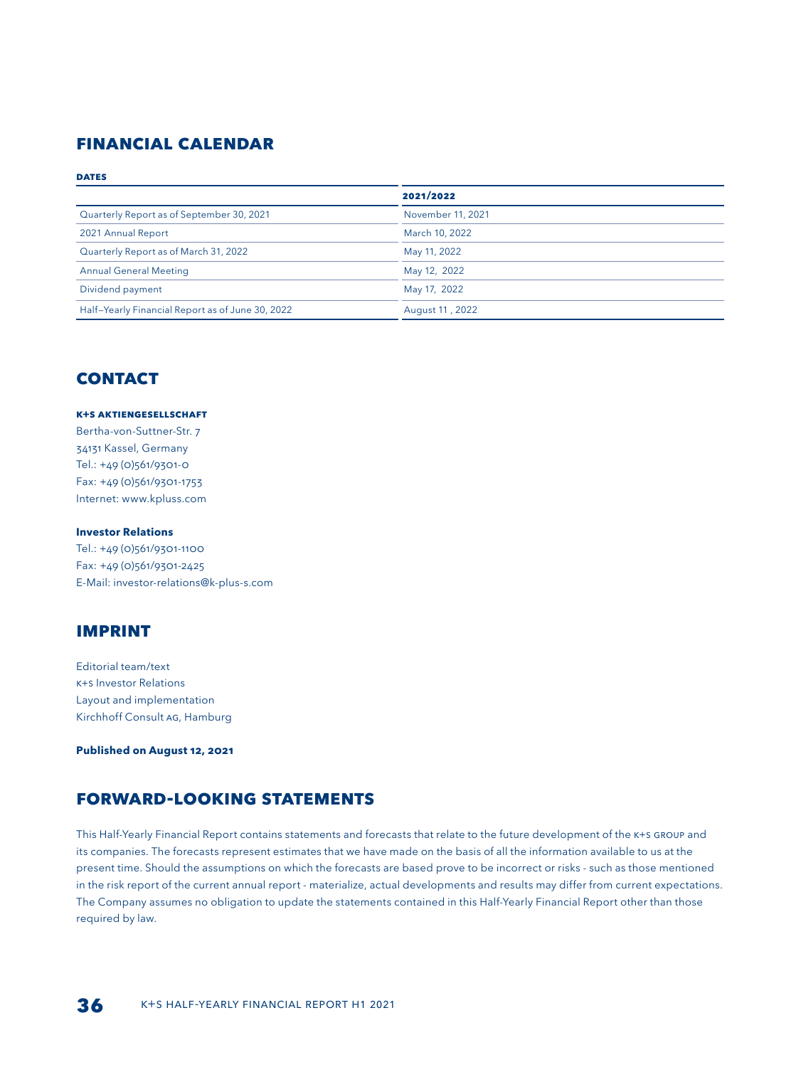## FINANCIAL CALENDAR

**DATES**

| | 2021/2022 |
|---|---|
| Quarterly Report as of September 30, 2021 | November 11, 2021 |
| 2021 Annual Report | March 10, 2022 |
| Quarterly Report as of March 31, 2022 | May 11, 2022 |
| Annual General Meeting | May 12, 2022 |
| Dividend payment | May 17, 2022 |
| Half–Yearly Financial Report as of June 30, 2022 | August 11 , 2022 |

## CONTACT

**K+S AKTIENGESELLSCHAFT**

Bertha-von-Suttner-Str. 7
34131 Kassel, Germany
Tel.: +49 (0)561/9301-0
Fax: +49 (0)561/9301-1753
Internet: www.kpluss.com

**Investor Relations**

Tel.: +49 (0)561/9301-1100
Fax: +49 (0)561/9301-2425
E-Mail: investor-relations@k-plus-s.com

## IMPRINT

Editorial team/text
K+S Investor Relations
Layout and implementation
Kirchhoff Consult AG, Hamburg

**Published on August 12, 2021**

## FORWARD-LOOKING STATEMENTS

This Half-Yearly Financial Report contains statements and forecasts that relate to the future development of the K+S GROUP and its companies. The forecasts represent estimates that we have made on the basis of all the information available to us at the present time. Should the assumptions on which the forecasts are based prove to be incorrect or risks - such as those mentioned in the risk report of the current annual report - materialize, actual developments and results may differ from current expectations. The Company assumes no obligation to update the statements contained in this Half-Yearly Financial Report other than those required by law.